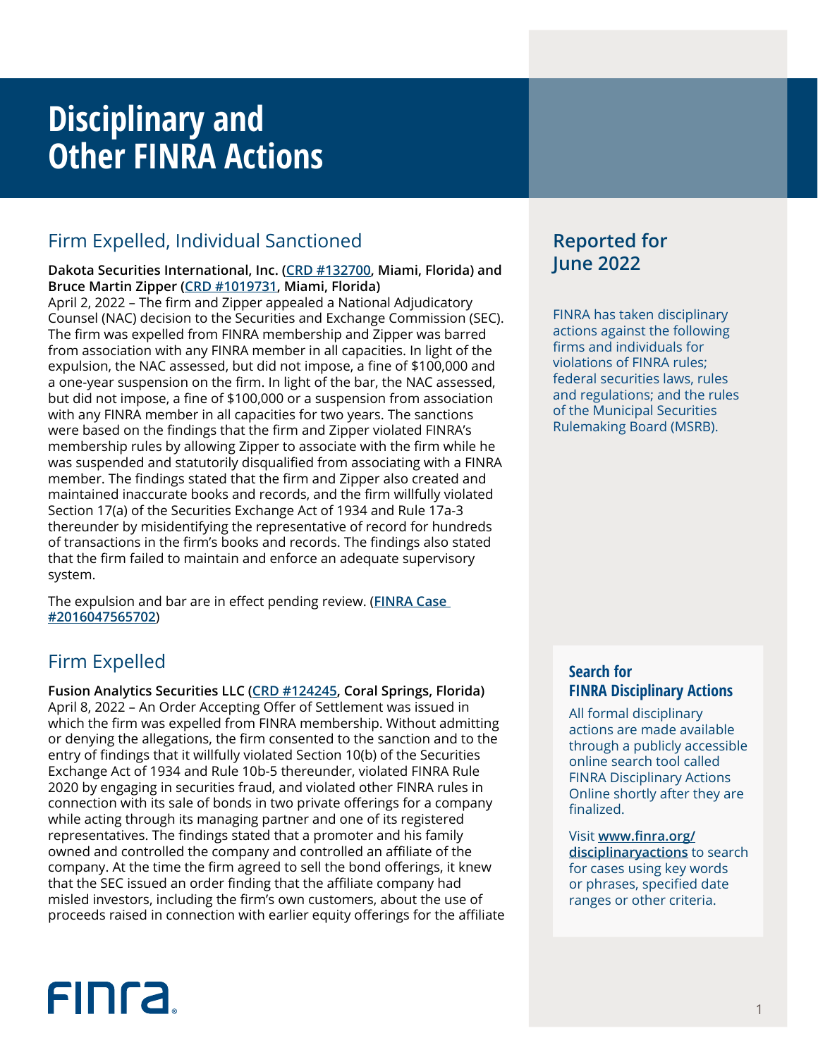# Disciplinary and Other FINRA Actions

## Reported for June 2022

FINRA has taken disciplinary actions against the following firms and individuals for violations of FINRA rules; federal securities laws, rules and regulations; and the rules of the Municipal Securities Rulemaking Board (MSRB).

## Firm Expelled, Individual Sanctioned

**Dakota Securities International, Inc. (CRD #132700, Miami, Florida) and Bruce Martin Zipper (CRD #1019731, Miami, Florida)**
April 2, 2022 – The firm and Zipper appealed a National Adjudicatory Counsel (NAC) decision to the Securities and Exchange Commission (SEC). The firm was expelled from FINRA membership and Zipper was barred from association with any FINRA member in all capacities. In light of the expulsion, the NAC assessed, but did not impose, a fine of $100,000 and a one-year suspension on the firm. In light of the bar, the NAC assessed, but did not impose, a fine of $100,000 or a suspension from association with any FINRA member in all capacities for two years. The sanctions were based on the findings that the firm and Zipper violated FINRA's membership rules by allowing Zipper to associate with the firm while he was suspended and statutorily disqualified from associating with a FINRA member. The findings stated that the firm and Zipper also created and maintained inaccurate books and records, and the firm willfully violated Section 17(a) of the Securities Exchange Act of 1934 and Rule 17a-3 thereunder by misidentifying the representative of record for hundreds of transactions in the firm's books and records. The findings also stated that the firm failed to maintain and enforce an adequate supervisory system.

The expulsion and bar are in effect pending review. (FINRA Case #2016047565702)

## Firm Expelled

**Fusion Analytics Securities LLC (CRD #124245, Coral Springs, Florida)**
April 8, 2022 – An Order Accepting Offer of Settlement was issued in which the firm was expelled from FINRA membership. Without admitting or denying the allegations, the firm consented to the sanction and to the entry of findings that it willfully violated Section 10(b) of the Securities Exchange Act of 1934 and Rule 10b-5 thereunder, violated FINRA Rule 2020 by engaging in securities fraud, and violated other FINRA rules in connection with its sale of bonds in two private offerings for a company while acting through its managing partner and one of its registered representatives. The findings stated that a promoter and his family owned and controlled the company and controlled an affiliate of the company. At the time the firm agreed to sell the bond offerings, it knew that the SEC issued an order finding that the affiliate company had misled investors, including the firm's own customers, about the use of proceeds raised in connection with earlier equity offerings for the affiliate

### Search for FINRA Disciplinary Actions

All formal disciplinary actions are made available through a publicly accessible online search tool called FINRA Disciplinary Actions Online shortly after they are finalized.

Visit **www.finra.org/disciplinaryactions** to search for cases using key words or phrases, specified date ranges or other criteria.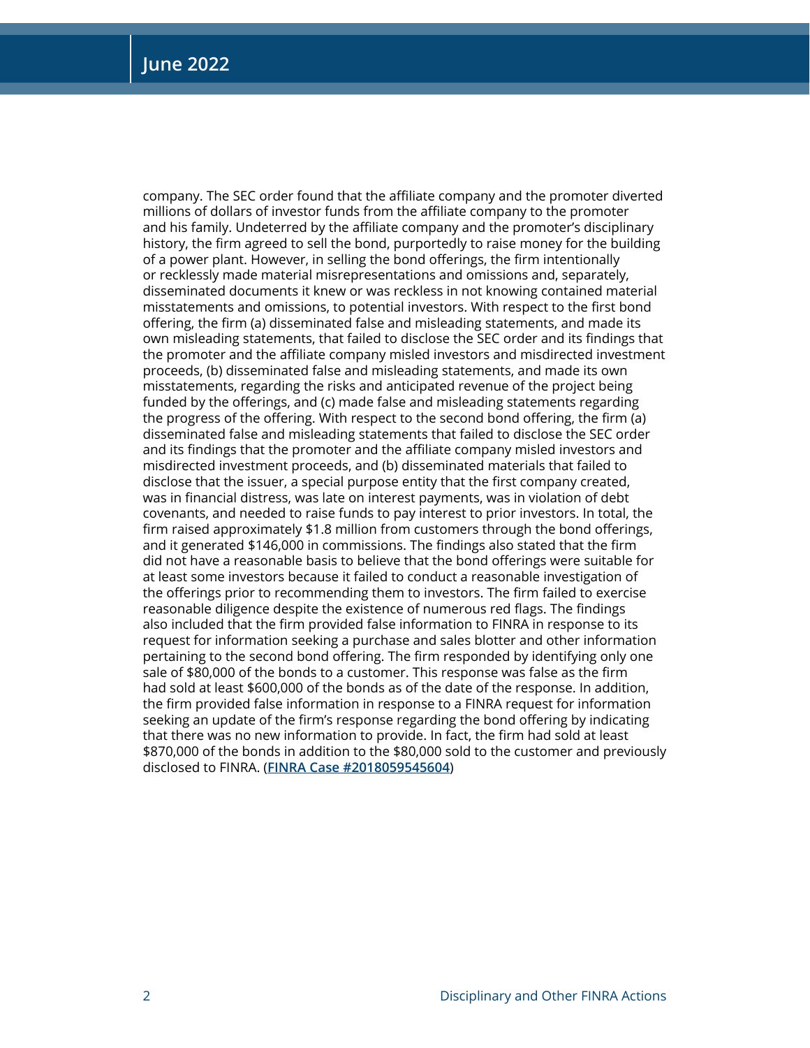company. The SEC order found that the affiliate company and the promoter diverted millions of dollars of investor funds from the affiliate company to the promoter and his family. Undeterred by the affiliate company and the promoter's disciplinary history, the firm agreed to sell the bond, purportedly to raise money for the building of a power plant. However, in selling the bond offerings, the firm intentionally or recklessly made material misrepresentations and omissions and, separately, disseminated documents it knew or was reckless in not knowing contained material misstatements and omissions, to potential investors. With respect to the first bond offering, the firm (a) disseminated false and misleading statements, and made its own misleading statements, that failed to disclose the SEC order and its findings that the promoter and the affiliate company misled investors and misdirected investment proceeds, (b) disseminated false and misleading statements, and made its own misstatements, regarding the risks and anticipated revenue of the project being funded by the offerings, and (c) made false and misleading statements regarding the progress of the offering. With respect to the second bond offering, the firm (a) disseminated false and misleading statements that failed to disclose the SEC order and its findings that the promoter and the affiliate company misled investors and misdirected investment proceeds, and (b) disseminated materials that failed to disclose that the issuer, a special purpose entity that the first company created, was in financial distress, was late on interest payments, was in violation of debt covenants, and needed to raise funds to pay interest to prior investors. In total, the firm raised approximately $1.8 million from customers through the bond offerings, and it generated $146,000 in commissions. The findings also stated that the firm did not have a reasonable basis to believe that the bond offerings were suitable for at least some investors because it failed to conduct a reasonable investigation of the offerings prior to recommending them to investors. The firm failed to exercise reasonable diligence despite the existence of numerous red flags. The findings also included that the firm provided false information to FINRA in response to its request for information seeking a purchase and sales blotter and other information pertaining to the second bond offering. The firm responded by identifying only one sale of $80,000 of the bonds to a customer. This response was false as the firm had sold at least $600,000 of the bonds as of the date of the response. In addition, the firm provided false information in response to a FINRA request for information seeking an update of the firm's response regarding the bond offering by indicating that there was no new information to provide. In fact, the firm had sold at least $870,000 of the bonds in addition to the $80,000 sold to the customer and previously disclosed to FINRA. (**FINRA Case #2018059545604**)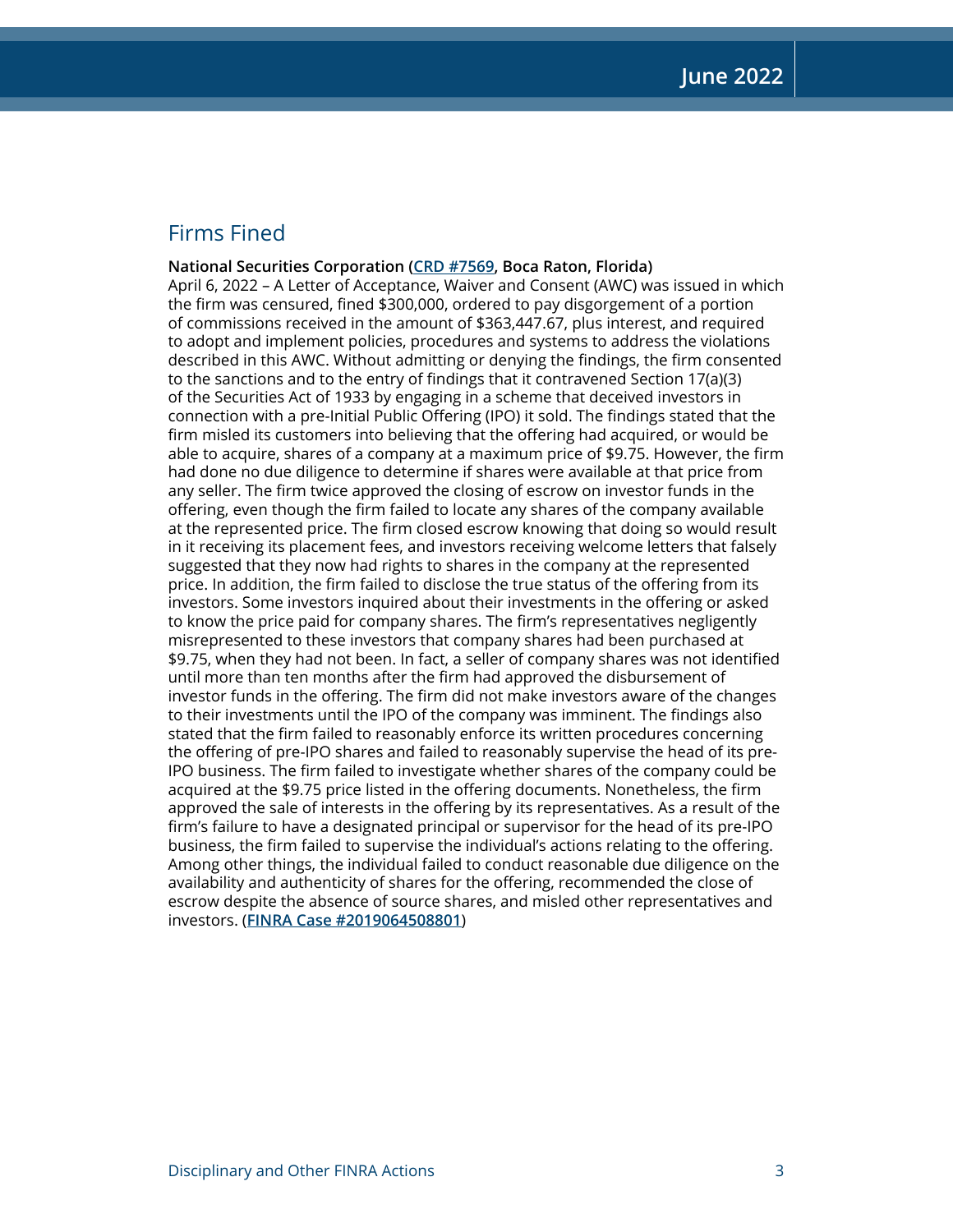## Firms Fined

**National Securities Corporation (CRD #7569, Boca Raton, Florida)**
April 6, 2022 – A Letter of Acceptance, Waiver and Consent (AWC) was issued in which the firm was censured, fined $300,000, ordered to pay disgorgement of a portion of commissions received in the amount of $363,447.67, plus interest, and required to adopt and implement policies, procedures and systems to address the violations described in this AWC. Without admitting or denying the findings, the firm consented to the sanctions and to the entry of findings that it contravened Section 17(a)(3) of the Securities Act of 1933 by engaging in a scheme that deceived investors in connection with a pre-Initial Public Offering (IPO) it sold. The findings stated that the firm misled its customers into believing that the offering had acquired, or would be able to acquire, shares of a company at a maximum price of $9.75. However, the firm had done no due diligence to determine if shares were available at that price from any seller. The firm twice approved the closing of escrow on investor funds in the offering, even though the firm failed to locate any shares of the company available at the represented price. The firm closed escrow knowing that doing so would result in it receiving its placement fees, and investors receiving welcome letters that falsely suggested that they now had rights to shares in the company at the represented price. In addition, the firm failed to disclose the true status of the offering from its investors. Some investors inquired about their investments in the offering or asked to know the price paid for company shares. The firm's representatives negligently misrepresented to these investors that company shares had been purchased at $9.75, when they had not been. In fact, a seller of company shares was not identified until more than ten months after the firm had approved the disbursement of investor funds in the offering. The firm did not make investors aware of the changes to their investments until the IPO of the company was imminent. The findings also stated that the firm failed to reasonably enforce its written procedures concerning the offering of pre-IPO shares and failed to reasonably supervise the head of its pre-IPO business. The firm failed to investigate whether shares of the company could be acquired at the $9.75 price listed in the offering documents. Nonetheless, the firm approved the sale of interests in the offering by its representatives. As a result of the firm's failure to have a designated principal or supervisor for the head of its pre-IPO business, the firm failed to supervise the individual's actions relating to the offering. Among other things, the individual failed to conduct reasonable due diligence on the availability and authenticity of shares for the offering, recommended the close of escrow despite the absence of source shares, and misled other representatives and investors. (**FINRA Case #2019064508801**)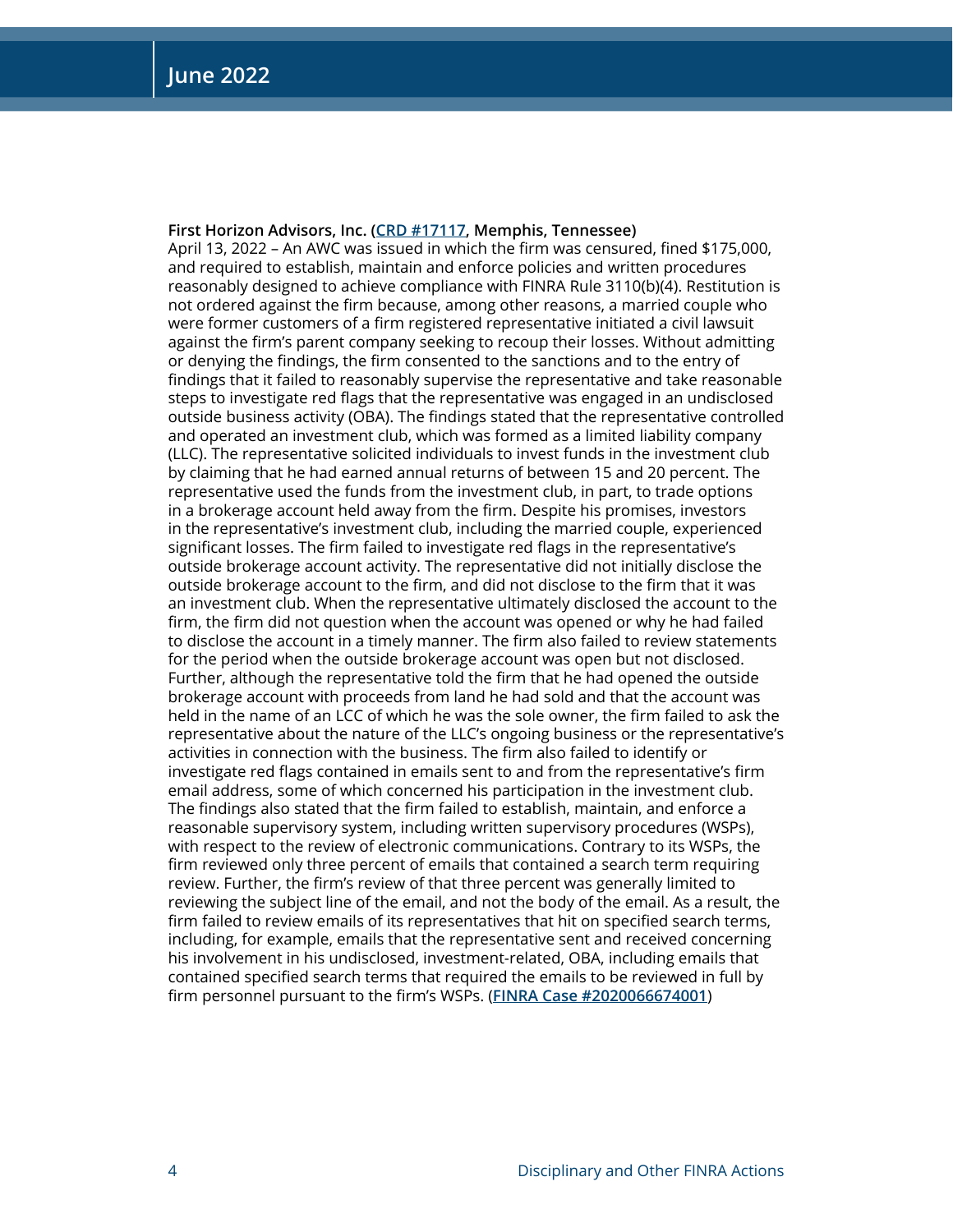**First Horizon Advisors, Inc. ([CRD #17117](), Memphis, Tennessee)**
April 13, 2022 – An AWC was issued in which the firm was censured, fined $175,000, and required to establish, maintain and enforce policies and written procedures reasonably designed to achieve compliance with FINRA Rule 3110(b)(4). Restitution is not ordered against the firm because, among other reasons, a married couple who were former customers of a firm registered representative initiated a civil lawsuit against the firm's parent company seeking to recoup their losses. Without admitting or denying the findings, the firm consented to the sanctions and to the entry of findings that it failed to reasonably supervise the representative and take reasonable steps to investigate red flags that the representative was engaged in an undisclosed outside business activity (OBA). The findings stated that the representative controlled and operated an investment club, which was formed as a limited liability company (LLC). The representative solicited individuals to invest funds in the investment club by claiming that he had earned annual returns of between 15 and 20 percent. The representative used the funds from the investment club, in part, to trade options in a brokerage account held away from the firm. Despite his promises, investors in the representative's investment club, including the married couple, experienced significant losses. The firm failed to investigate red flags in the representative's outside brokerage account activity. The representative did not initially disclose the outside brokerage account to the firm, and did not disclose to the firm that it was an investment club. When the representative ultimately disclosed the account to the firm, the firm did not question when the account was opened or why he had failed to disclose the account in a timely manner. The firm also failed to review statements for the period when the outside brokerage account was open but not disclosed. Further, although the representative told the firm that he had opened the outside brokerage account with proceeds from land he had sold and that the account was held in the name of an LCC of which he was the sole owner, the firm failed to ask the representative about the nature of the LLC's ongoing business or the representative's activities in connection with the business. The firm also failed to identify or investigate red flags contained in emails sent to and from the representative's firm email address, some of which concerned his participation in the investment club. The findings also stated that the firm failed to establish, maintain, and enforce a reasonable supervisory system, including written supervisory procedures (WSPs), with respect to the review of electronic communications. Contrary to its WSPs, the firm reviewed only three percent of emails that contained a search term requiring review. Further, the firm's review of that three percent was generally limited to reviewing the subject line of the email, and not the body of the email. As a result, the firm failed to review emails of its representatives that hit on specified search terms, including, for example, emails that the representative sent and received concerning his involvement in his undisclosed, investment-related, OBA, including emails that contained specified search terms that required the emails to be reviewed in full by firm personnel pursuant to the firm's WSPs. ([FINRA Case #2020066674001]())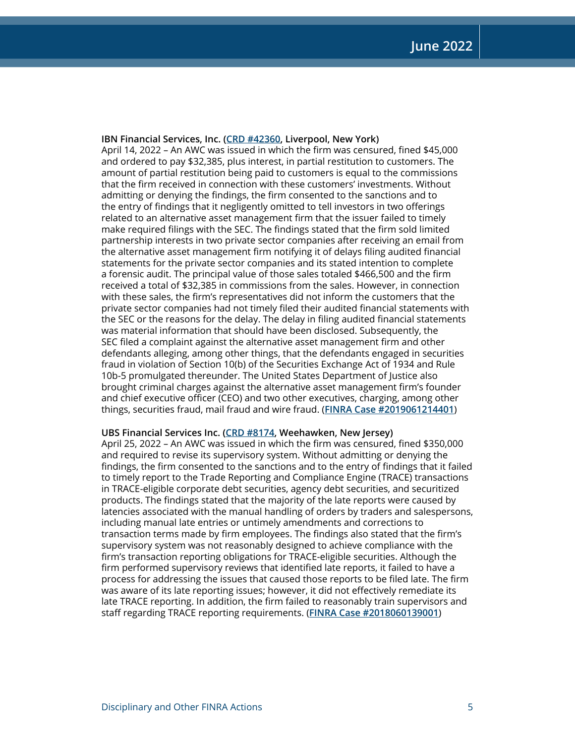**IBN Financial Services, Inc. (CRD #42360, Liverpool, New York)**
April 14, 2022 – An AWC was issued in which the firm was censured, fined $45,000 and ordered to pay $32,385, plus interest, in partial restitution to customers. The amount of partial restitution being paid to customers is equal to the commissions that the firm received in connection with these customers' investments. Without admitting or denying the findings, the firm consented to the sanctions and to the entry of findings that it negligently omitted to tell investors in two offerings related to an alternative asset management firm that the issuer failed to timely make required filings with the SEC. The findings stated that the firm sold limited partnership interests in two private sector companies after receiving an email from the alternative asset management firm notifying it of delays filing audited financial statements for the private sector companies and its stated intention to complete a forensic audit. The principal value of those sales totaled $466,500 and the firm received a total of $32,385 in commissions from the sales. However, in connection with these sales, the firm's representatives did not inform the customers that the private sector companies had not timely filed their audited financial statements with the SEC or the reasons for the delay. The delay in filing audited financial statements was material information that should have been disclosed. Subsequently, the SEC filed a complaint against the alternative asset management firm and other defendants alleging, among other things, that the defendants engaged in securities fraud in violation of Section 10(b) of the Securities Exchange Act of 1934 and Rule 10b-5 promulgated thereunder. The United States Department of Justice also brought criminal charges against the alternative asset management firm's founder and chief executive officer (CEO) and two other executives, charging, among other things, securities fraud, mail fraud and wire fraud. (**FINRA Case #2019061214401**)

**UBS Financial Services Inc. (CRD #8174, Weehawken, New Jersey)**
April 25, 2022 – An AWC was issued in which the firm was censured, fined $350,000 and required to revise its supervisory system. Without admitting or denying the findings, the firm consented to the sanctions and to the entry of findings that it failed to timely report to the Trade Reporting and Compliance Engine (TRACE) transactions in TRACE-eligible corporate debt securities, agency debt securities, and securitized products. The findings stated that the majority of the late reports were caused by latencies associated with the manual handling of orders by traders and salespersons, including manual late entries or untimely amendments and corrections to transaction terms made by firm employees. The findings also stated that the firm's supervisory system was not reasonably designed to achieve compliance with the firm's transaction reporting obligations for TRACE-eligible securities. Although the firm performed supervisory reviews that identified late reports, it failed to have a process for addressing the issues that caused those reports to be filed late. The firm was aware of its late reporting issues; however, it did not effectively remediate its late TRACE reporting. In addition, the firm failed to reasonably train supervisors and staff regarding TRACE reporting requirements. (**FINRA Case #2018060139001**)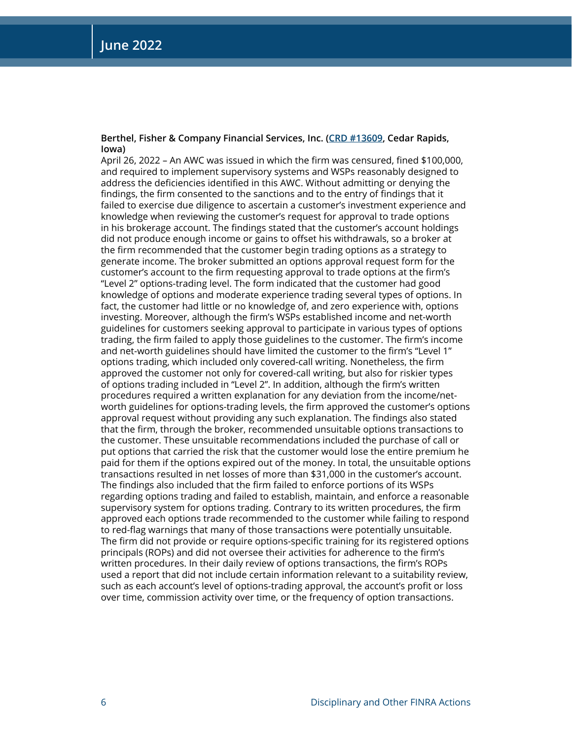**Berthel, Fisher & Company Financial Services, Inc. (CRD #13609, Cedar Rapids, Iowa)**

April 26, 2022 – An AWC was issued in which the firm was censured, fined $100,000, and required to implement supervisory systems and WSPs reasonably designed to address the deficiencies identified in this AWC. Without admitting or denying the findings, the firm consented to the sanctions and to the entry of findings that it failed to exercise due diligence to ascertain a customer's investment experience and knowledge when reviewing the customer's request for approval to trade options in his brokerage account. The findings stated that the customer's account holdings did not produce enough income or gains to offset his withdrawals, so a broker at the firm recommended that the customer begin trading options as a strategy to generate income. The broker submitted an options approval request form for the customer's account to the firm requesting approval to trade options at the firm's "Level 2" options-trading level. The form indicated that the customer had good knowledge of options and moderate experience trading several types of options. In fact, the customer had little or no knowledge of, and zero experience with, options investing. Moreover, although the firm's WSPs established income and net-worth guidelines for customers seeking approval to participate in various types of options trading, the firm failed to apply those guidelines to the customer. The firm's income and net-worth guidelines should have limited the customer to the firm's "Level 1" options trading, which included only covered-call writing. Nonetheless, the firm approved the customer not only for covered-call writing, but also for riskier types of options trading included in "Level 2". In addition, although the firm's written procedures required a written explanation for any deviation from the income/net-worth guidelines for options-trading levels, the firm approved the customer's options approval request without providing any such explanation. The findings also stated that the firm, through the broker, recommended unsuitable options transactions to the customer. These unsuitable recommendations included the purchase of call or put options that carried the risk that the customer would lose the entire premium he paid for them if the options expired out of the money. In total, the unsuitable options transactions resulted in net losses of more than $31,000 in the customer's account. The findings also included that the firm failed to enforce portions of its WSPs regarding options trading and failed to establish, maintain, and enforce a reasonable supervisory system for options trading. Contrary to its written procedures, the firm approved each options trade recommended to the customer while failing to respond to red-flag warnings that many of those transactions were potentially unsuitable. The firm did not provide or require options-specific training for its registered options principals (ROPs) and did not oversee their activities for adherence to the firm's written procedures. In their daily review of options transactions, the firm's ROPs used a report that did not include certain information relevant to a suitability review, such as each account's level of options-trading approval, the account's profit or loss over time, commission activity over time, or the frequency of option transactions.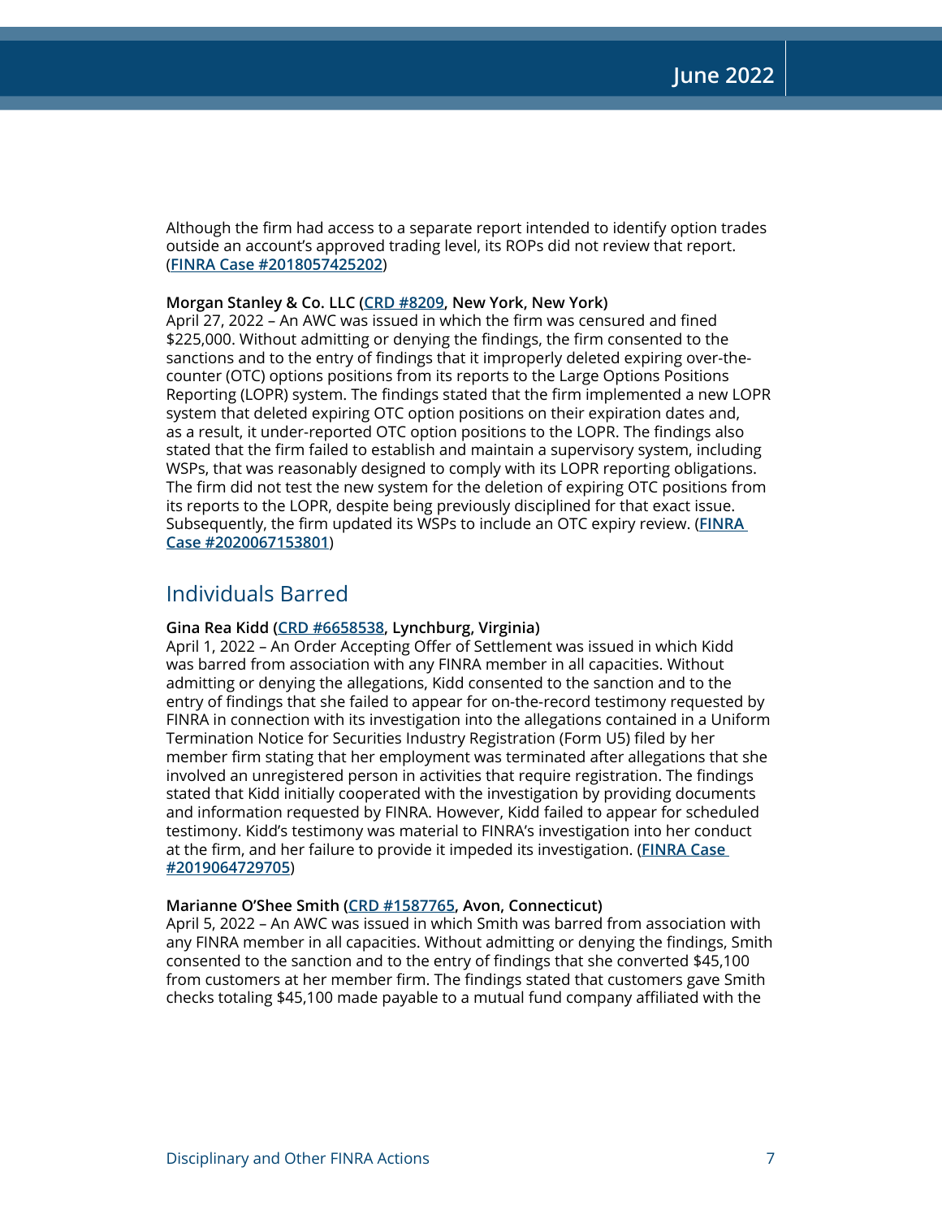Although the firm had access to a separate report intended to identify option trades outside an account's approved trading level, its ROPs did not review that report. (FINRA Case #2018057425202)

**Morgan Stanley & Co. LLC (CRD #8209, New York, New York)**
April 27, 2022 – An AWC was issued in which the firm was censured and fined $225,000. Without admitting or denying the findings, the firm consented to the sanctions and to the entry of findings that it improperly deleted expiring over-the-counter (OTC) options positions from its reports to the Large Options Positions Reporting (LOPR) system. The findings stated that the firm implemented a new LOPR system that deleted expiring OTC option positions on their expiration dates and, as a result, it under-reported OTC option positions to the LOPR. The findings also stated that the firm failed to establish and maintain a supervisory system, including WSPs, that was reasonably designed to comply with its LOPR reporting obligations. The firm did not test the new system for the deletion of expiring OTC positions from its reports to the LOPR, despite being previously disciplined for that exact issue. Subsequently, the firm updated its WSPs to include an OTC expiry review. (FINRA Case #2020067153801)

## Individuals Barred

**Gina Rea Kidd (CRD #6658538, Lynchburg, Virginia)**
April 1, 2022 – An Order Accepting Offer of Settlement was issued in which Kidd was barred from association with any FINRA member in all capacities. Without admitting or denying the allegations, Kidd consented to the sanction and to the entry of findings that she failed to appear for on-the-record testimony requested by FINRA in connection with its investigation into the allegations contained in a Uniform Termination Notice for Securities Industry Registration (Form U5) filed by her member firm stating that her employment was terminated after allegations that she involved an unregistered person in activities that require registration. The findings stated that Kidd initially cooperated with the investigation by providing documents and information requested by FINRA. However, Kidd failed to appear for scheduled testimony. Kidd's testimony was material to FINRA's investigation into her conduct at the firm, and her failure to provide it impeded its investigation. (FINRA Case #2019064729705)

**Marianne O'Shee Smith (CRD #1587765, Avon, Connecticut)**
April 5, 2022 – An AWC was issued in which Smith was barred from association with any FINRA member in all capacities. Without admitting or denying the findings, Smith consented to the sanction and to the entry of findings that she converted $45,100 from customers at her member firm. The findings stated that customers gave Smith checks totaling $45,100 made payable to a mutual fund company affiliated with the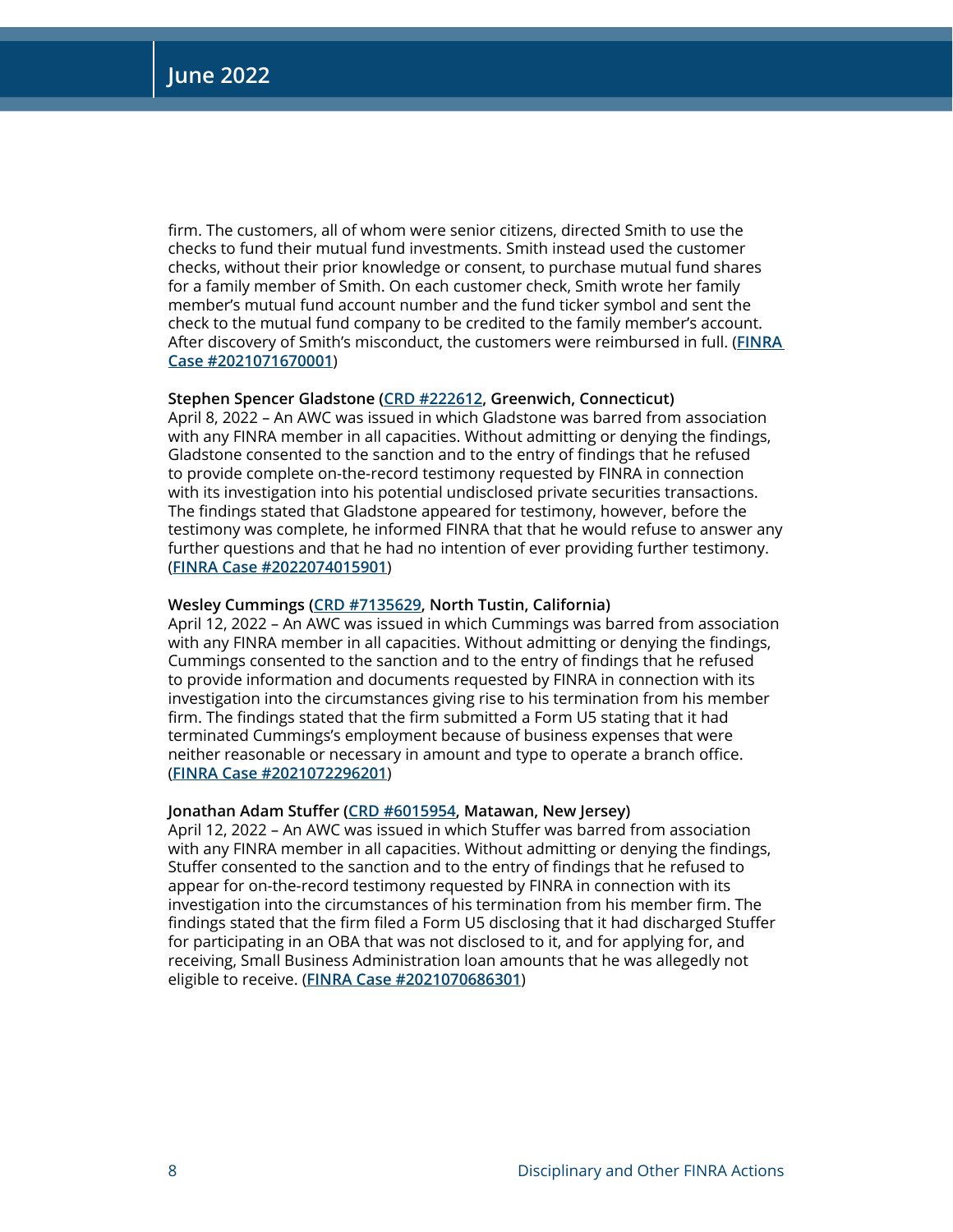firm. The customers, all of whom were senior citizens, directed Smith to use the checks to fund their mutual fund investments. Smith instead used the customer checks, without their prior knowledge or consent, to purchase mutual fund shares for a family member of Smith. On each customer check, Smith wrote her family member's mutual fund account number and the fund ticker symbol and sent the check to the mutual fund company to be credited to the family member's account. After discovery of Smith's misconduct, the customers were reimbursed in full. (FINRA Case #2021071670001)

**Stephen Spencer Gladstone (CRD #222612, Greenwich, Connecticut)**
April 8, 2022 – An AWC was issued in which Gladstone was barred from association with any FINRA member in all capacities. Without admitting or denying the findings, Gladstone consented to the sanction and to the entry of findings that he refused to provide complete on-the-record testimony requested by FINRA in connection with its investigation into his potential undisclosed private securities transactions. The findings stated that Gladstone appeared for testimony, however, before the testimony was complete, he informed FINRA that that he would refuse to answer any further questions and that he had no intention of ever providing further testimony. (FINRA Case #2022074015901)

**Wesley Cummings (CRD #7135629, North Tustin, California)**
April 12, 2022 – An AWC was issued in which Cummings was barred from association with any FINRA member in all capacities. Without admitting or denying the findings, Cummings consented to the sanction and to the entry of findings that he refused to provide information and documents requested by FINRA in connection with its investigation into the circumstances giving rise to his termination from his member firm. The findings stated that the firm submitted a Form U5 stating that it had terminated Cummings's employment because of business expenses that were neither reasonable or necessary in amount and type to operate a branch office. (FINRA Case #2021072296201)

**Jonathan Adam Stuffer (CRD #6015954, Matawan, New Jersey)**
April 12, 2022 – An AWC was issued in which Stuffer was barred from association with any FINRA member in all capacities. Without admitting or denying the findings, Stuffer consented to the sanction and to the entry of findings that he refused to appear for on-the-record testimony requested by FINRA in connection with its investigation into the circumstances of his termination from his member firm. The findings stated that the firm filed a Form U5 disclosing that it had discharged Stuffer for participating in an OBA that was not disclosed to it, and for applying for, and receiving, Small Business Administration loan amounts that he was allegedly not eligible to receive. (FINRA Case #2021070686301)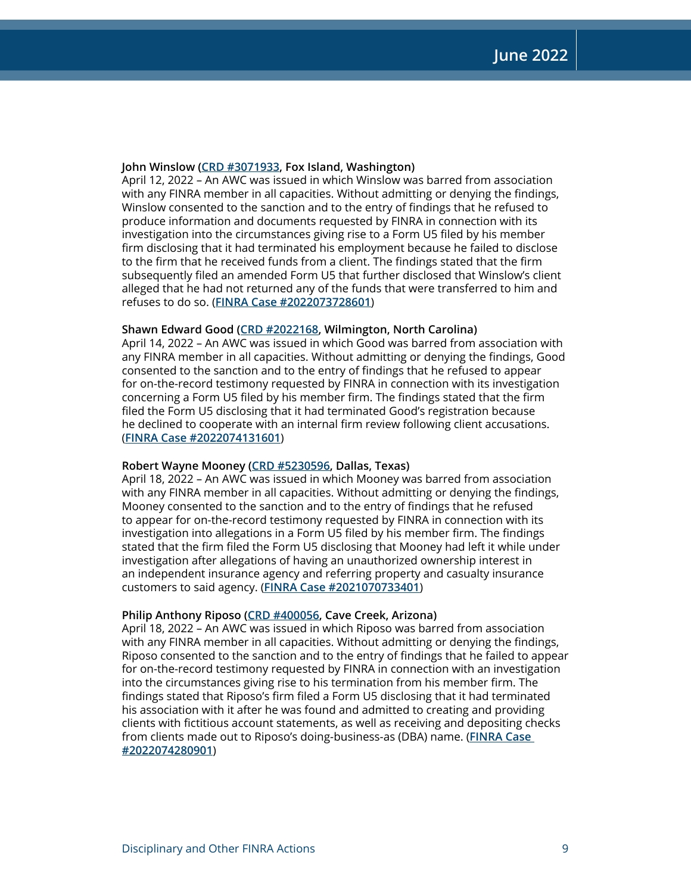**John Winslow (CRD #3071933, Fox Island, Washington)**
April 12, 2022 – An AWC was issued in which Winslow was barred from association with any FINRA member in all capacities. Without admitting or denying the findings, Winslow consented to the sanction and to the entry of findings that he refused to produce information and documents requested by FINRA in connection with its investigation into the circumstances giving rise to a Form U5 filed by his member firm disclosing that it had terminated his employment because he failed to disclose to the firm that he received funds from a client. The findings stated that the firm subsequently filed an amended Form U5 that further disclosed that Winslow's client alleged that he had not returned any of the funds that were transferred to him and refuses to do so. (**FINRA Case #2022073728601**)

**Shawn Edward Good (CRD #2022168, Wilmington, North Carolina)**
April 14, 2022 – An AWC was issued in which Good was barred from association with any FINRA member in all capacities. Without admitting or denying the findings, Good consented to the sanction and to the entry of findings that he refused to appear for on-the-record testimony requested by FINRA in connection with its investigation concerning a Form U5 filed by his member firm. The findings stated that the firm filed the Form U5 disclosing that it had terminated Good's registration because he declined to cooperate with an internal firm review following client accusations. (**FINRA Case #2022074131601**)

**Robert Wayne Mooney (CRD #5230596, Dallas, Texas)**
April 18, 2022 – An AWC was issued in which Mooney was barred from association with any FINRA member in all capacities. Without admitting or denying the findings, Mooney consented to the sanction and to the entry of findings that he refused to appear for on-the-record testimony requested by FINRA in connection with its investigation into allegations in a Form U5 filed by his member firm. The findings stated that the firm filed the Form U5 disclosing that Mooney had left it while under investigation after allegations of having an unauthorized ownership interest in an independent insurance agency and referring property and casualty insurance customers to said agency. (**FINRA Case #2021070733401**)

**Philip Anthony Riposo (CRD #400056, Cave Creek, Arizona)**
April 18, 2022 – An AWC was issued in which Riposo was barred from association with any FINRA member in all capacities. Without admitting or denying the findings, Riposo consented to the sanction and to the entry of findings that he failed to appear for on-the-record testimony requested by FINRA in connection with an investigation into the circumstances giving rise to his termination from his member firm. The findings stated that Riposo's firm filed a Form U5 disclosing that it had terminated his association with it after he was found and admitted to creating and providing clients with fictitious account statements, as well as receiving and depositing checks from clients made out to Riposo's doing-business-as (DBA) name. (**FINRA Case #2022074280901**)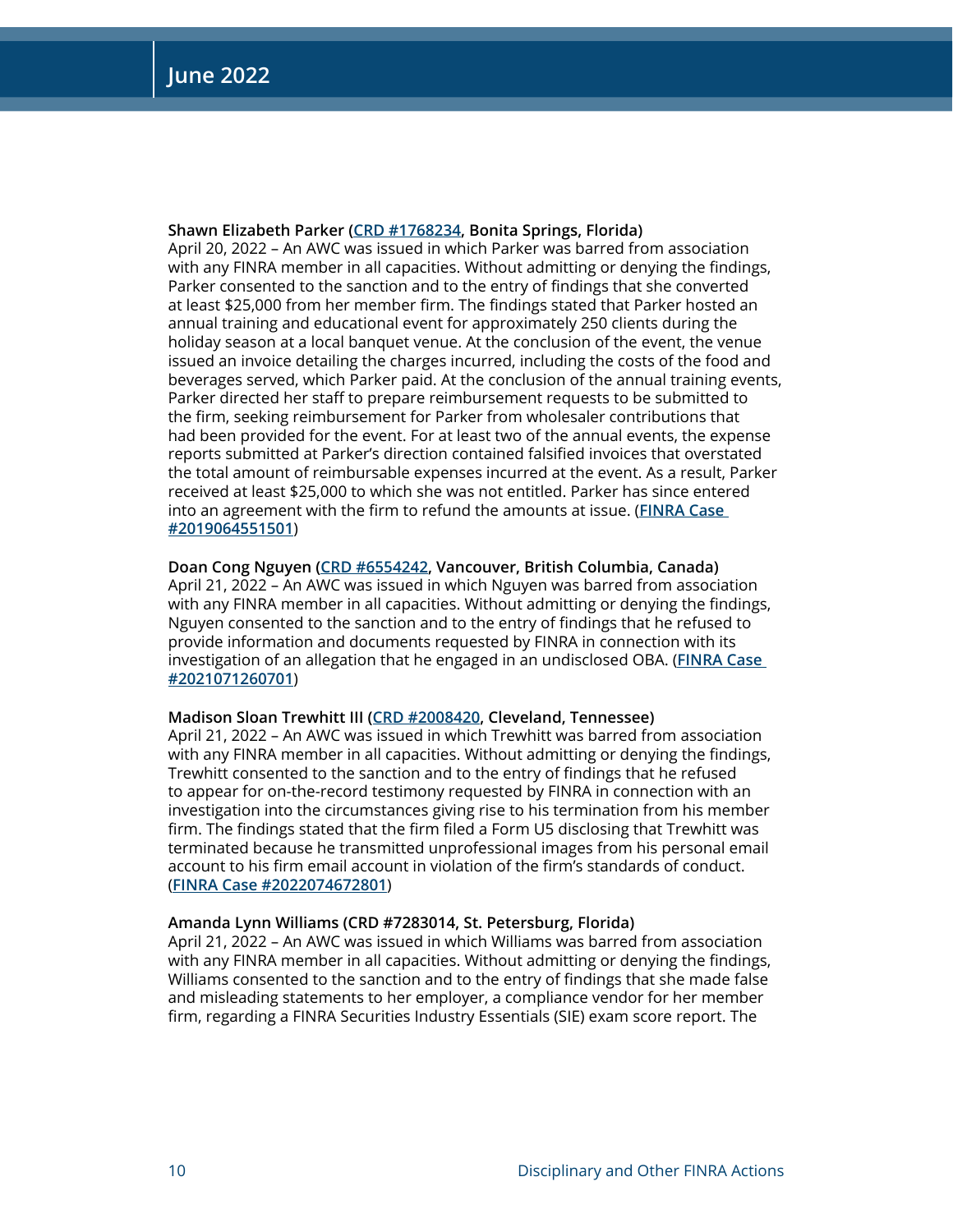**Shawn Elizabeth Parker (CRD #1768234, Bonita Springs, Florida)**
April 20, 2022 – An AWC was issued in which Parker was barred from association with any FINRA member in all capacities. Without admitting or denying the findings, Parker consented to the sanction and to the entry of findings that she converted at least $25,000 from her member firm. The findings stated that Parker hosted an annual training and educational event for approximately 250 clients during the holiday season at a local banquet venue. At the conclusion of the event, the venue issued an invoice detailing the charges incurred, including the costs of the food and beverages served, which Parker paid. At the conclusion of the annual training events, Parker directed her staff to prepare reimbursement requests to be submitted to the firm, seeking reimbursement for Parker from wholesaler contributions that had been provided for the event. For at least two of the annual events, the expense reports submitted at Parker's direction contained falsified invoices that overstated the total amount of reimbursable expenses incurred at the event. As a result, Parker received at least $25,000 to which she was not entitled. Parker has since entered into an agreement with the firm to refund the amounts at issue. (**FINRA Case #2019064551501**)

**Doan Cong Nguyen (CRD #6554242, Vancouver, British Columbia, Canada)**
April 21, 2022 – An AWC was issued in which Nguyen was barred from association with any FINRA member in all capacities. Without admitting or denying the findings, Nguyen consented to the sanction and to the entry of findings that he refused to provide information and documents requested by FINRA in connection with its investigation of an allegation that he engaged in an undisclosed OBA. (**FINRA Case #2021071260701**)

**Madison Sloan Trewhitt III (CRD #2008420, Cleveland, Tennessee)**
April 21, 2022 – An AWC was issued in which Trewhitt was barred from association with any FINRA member in all capacities. Without admitting or denying the findings, Trewhitt consented to the sanction and to the entry of findings that he refused to appear for on-the-record testimony requested by FINRA in connection with an investigation into the circumstances giving rise to his termination from his member firm. The findings stated that the firm filed a Form U5 disclosing that Trewhitt was terminated because he transmitted unprofessional images from his personal email account to his firm email account in violation of the firm's standards of conduct. (**FINRA Case #2022074672801**)

**Amanda Lynn Williams (CRD #7283014, St. Petersburg, Florida)**
April 21, 2022 – An AWC was issued in which Williams was barred from association with any FINRA member in all capacities. Without admitting or denying the findings, Williams consented to the sanction and to the entry of findings that she made false and misleading statements to her employer, a compliance vendor for her member firm, regarding a FINRA Securities Industry Essentials (SIE) exam score report. The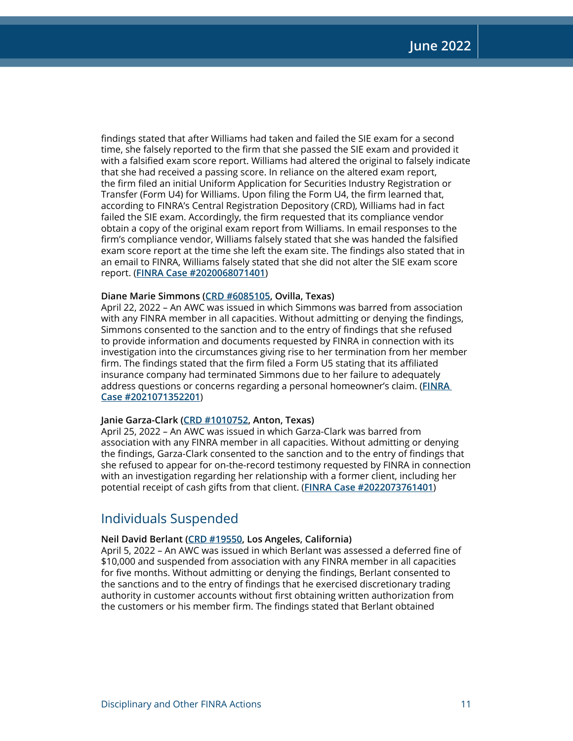findings stated that after Williams had taken and failed the SIE exam for a second time, she falsely reported to the firm that she passed the SIE exam and provided it with a falsified exam score report. Williams had altered the original to falsely indicate that she had received a passing score. In reliance on the altered exam report, the firm filed an initial Uniform Application for Securities Industry Registration or Transfer (Form U4) for Williams. Upon filing the Form U4, the firm learned that, according to FINRA's Central Registration Depository (CRD), Williams had in fact failed the SIE exam. Accordingly, the firm requested that its compliance vendor obtain a copy of the original exam report from Williams. In email responses to the firm's compliance vendor, Williams falsely stated that she was handed the falsified exam score report at the time she left the exam site. The findings also stated that in an email to FINRA, Williams falsely stated that she did not alter the SIE exam score report. (**FINRA Case #2020068071401**)

**Diane Marie Simmons (CRD #6085105, Ovilla, Texas)**
April 22, 2022 – An AWC was issued in which Simmons was barred from association with any FINRA member in all capacities. Without admitting or denying the findings, Simmons consented to the sanction and to the entry of findings that she refused to provide information and documents requested by FINRA in connection with its investigation into the circumstances giving rise to her termination from her member firm. The findings stated that the firm filed a Form U5 stating that its affiliated insurance company had terminated Simmons due to her failure to adequately address questions or concerns regarding a personal homeowner's claim. (**FINRA Case #2021071352201**)

**Janie Garza-Clark (CRD #1010752, Anton, Texas)**
April 25, 2022 – An AWC was issued in which Garza-Clark was barred from association with any FINRA member in all capacities. Without admitting or denying the findings, Garza-Clark consented to the sanction and to the entry of findings that she refused to appear for on-the-record testimony requested by FINRA in connection with an investigation regarding her relationship with a former client, including her potential receipt of cash gifts from that client. (**FINRA Case #2022073761401**)

## Individuals Suspended

**Neil David Berlant (CRD #19550, Los Angeles, California)**
April 5, 2022 – An AWC was issued in which Berlant was assessed a deferred fine of $10,000 and suspended from association with any FINRA member in all capacities for five months. Without admitting or denying the findings, Berlant consented to the sanctions and to the entry of findings that he exercised discretionary trading authority in customer accounts without first obtaining written authorization from the customers or his member firm. The findings stated that Berlant obtained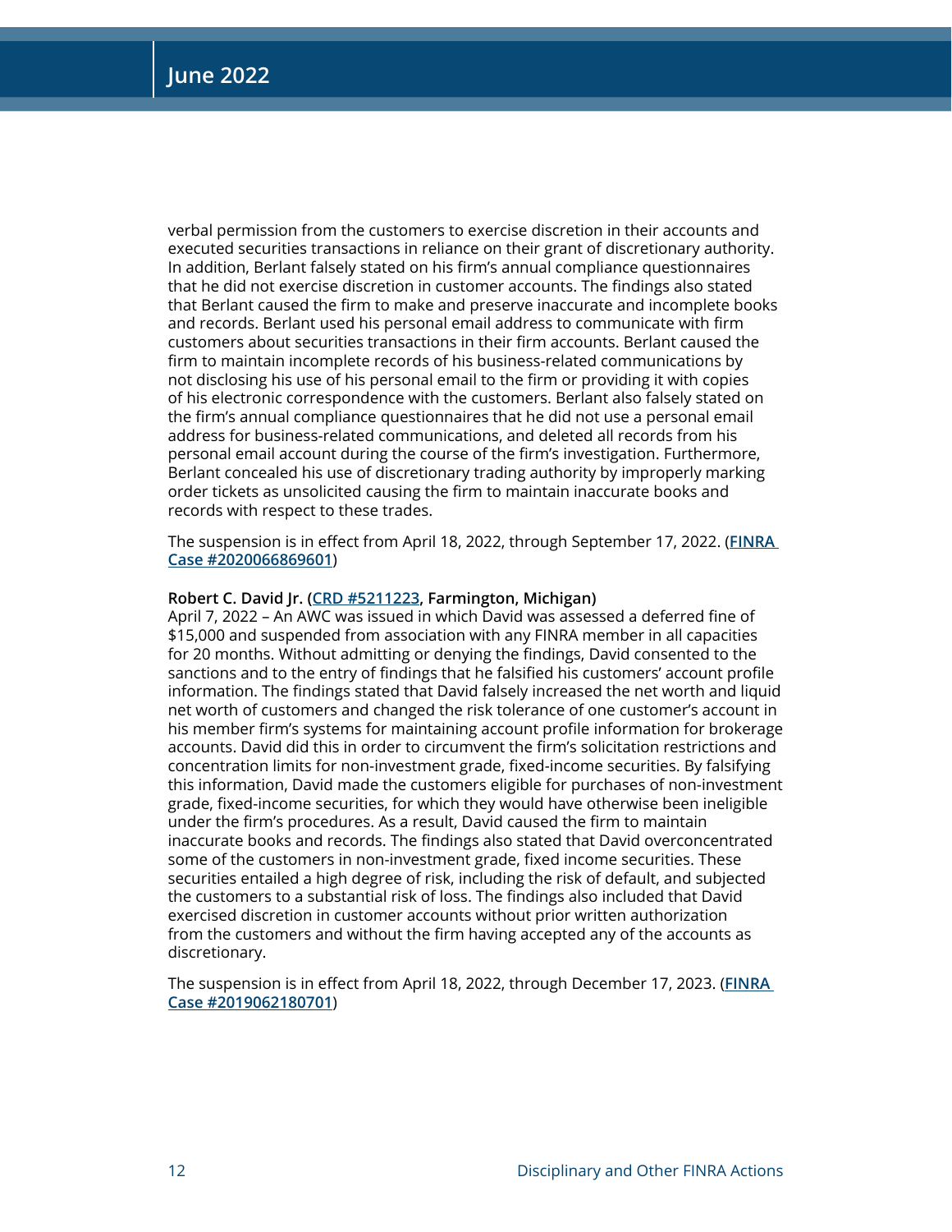verbal permission from the customers to exercise discretion in their accounts and executed securities transactions in reliance on their grant of discretionary authority. In addition, Berlant falsely stated on his firm's annual compliance questionnaires that he did not exercise discretion in customer accounts. The findings also stated that Berlant caused the firm to make and preserve inaccurate and incomplete books and records. Berlant used his personal email address to communicate with firm customers about securities transactions in their firm accounts. Berlant caused the firm to maintain incomplete records of his business-related communications by not disclosing his use of his personal email to the firm or providing it with copies of his electronic correspondence with the customers. Berlant also falsely stated on the firm's annual compliance questionnaires that he did not use a personal email address for business-related communications, and deleted all records from his personal email account during the course of the firm's investigation. Furthermore, Berlant concealed his use of discretionary trading authority by improperly marking order tickets as unsolicited causing the firm to maintain inaccurate books and records with respect to these trades.

The suspension is in effect from April 18, 2022, through September 17, 2022. (**FINRA Case #2020066869601**)

**Robert C. David Jr. (CRD #5211223, Farmington, Michigan)**
April 7, 2022 – An AWC was issued in which David was assessed a deferred fine of $15,000 and suspended from association with any FINRA member in all capacities for 20 months. Without admitting or denying the findings, David consented to the sanctions and to the entry of findings that he falsified his customers' account profile information. The findings stated that David falsely increased the net worth and liquid net worth of customers and changed the risk tolerance of one customer's account in his member firm's systems for maintaining account profile information for brokerage accounts. David did this in order to circumvent the firm's solicitation restrictions and concentration limits for non-investment grade, fixed-income securities. By falsifying this information, David made the customers eligible for purchases of non-investment grade, fixed-income securities, for which they would have otherwise been ineligible under the firm's procedures. As a result, David caused the firm to maintain inaccurate books and records. The findings also stated that David overconcentrated some of the customers in non-investment grade, fixed income securities. These securities entailed a high degree of risk, including the risk of default, and subjected the customers to a substantial risk of loss. The findings also included that David exercised discretion in customer accounts without prior written authorization from the customers and without the firm having accepted any of the accounts as discretionary.

The suspension is in effect from April 18, 2022, through December 17, 2023. (**FINRA Case #2019062180701**)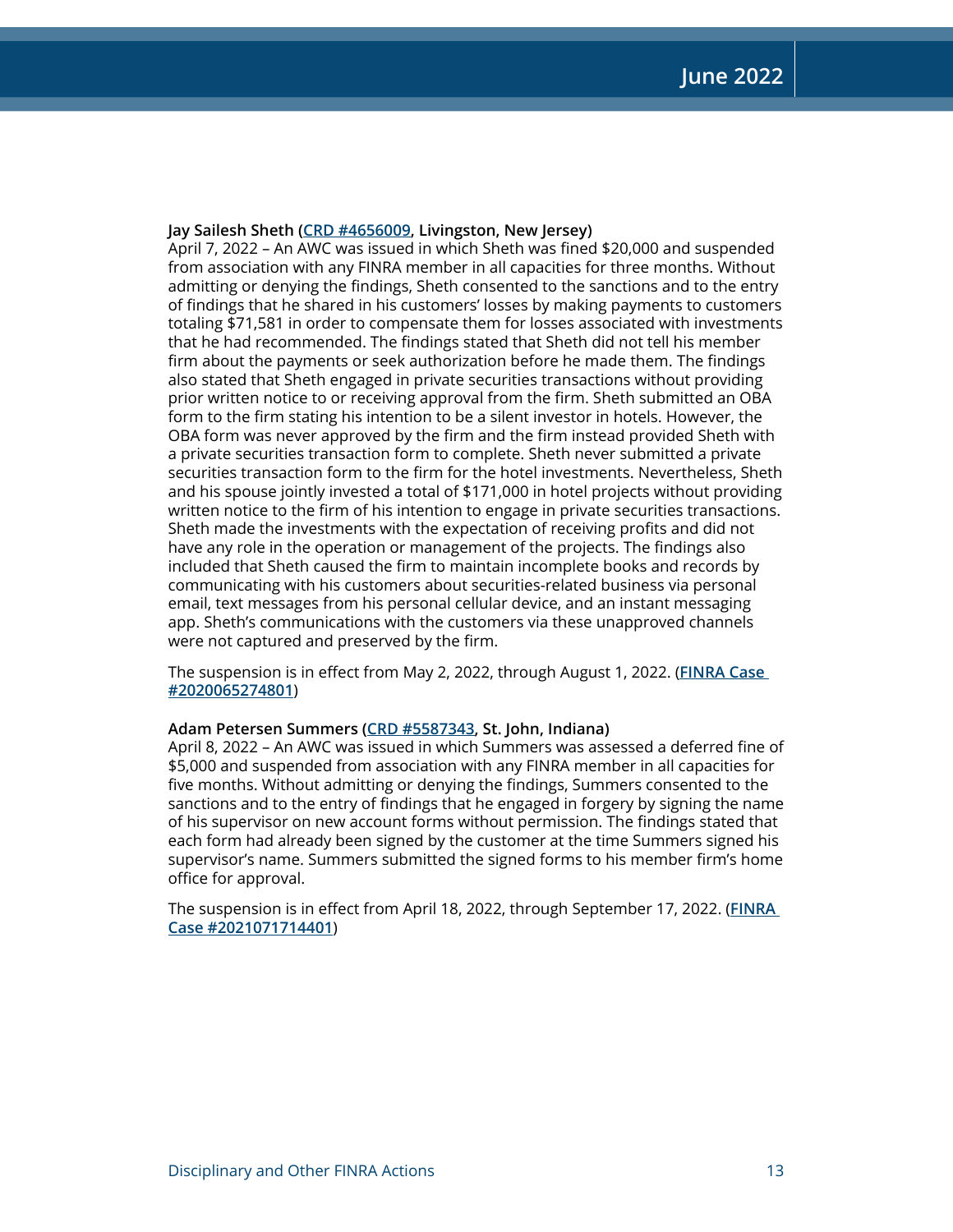**Jay Sailesh Sheth (CRD #4656009, Livingston, New Jersey)**
April 7, 2022 – An AWC was issued in which Sheth was fined $20,000 and suspended from association with any FINRA member in all capacities for three months. Without admitting or denying the findings, Sheth consented to the sanctions and to the entry of findings that he shared in his customers' losses by making payments to customers totaling $71,581 in order to compensate them for losses associated with investments that he had recommended. The findings stated that Sheth did not tell his member firm about the payments or seek authorization before he made them. The findings also stated that Sheth engaged in private securities transactions without providing prior written notice to or receiving approval from the firm. Sheth submitted an OBA form to the firm stating his intention to be a silent investor in hotels. However, the OBA form was never approved by the firm and the firm instead provided Sheth with a private securities transaction form to complete. Sheth never submitted a private securities transaction form to the firm for the hotel investments. Nevertheless, Sheth and his spouse jointly invested a total of $171,000 in hotel projects without providing written notice to the firm of his intention to engage in private securities transactions. Sheth made the investments with the expectation of receiving profits and did not have any role in the operation or management of the projects. The findings also included that Sheth caused the firm to maintain incomplete books and records by communicating with his customers about securities-related business via personal email, text messages from his personal cellular device, and an instant messaging app. Sheth's communications with the customers via these unapproved channels were not captured and preserved by the firm.

The suspension is in effect from May 2, 2022, through August 1, 2022. (**FINRA Case #2020065274801**)

**Adam Petersen Summers (CRD #5587343, St. John, Indiana)**
April 8, 2022 – An AWC was issued in which Summers was assessed a deferred fine of $5,000 and suspended from association with any FINRA member in all capacities for five months. Without admitting or denying the findings, Summers consented to the sanctions and to the entry of findings that he engaged in forgery by signing the name of his supervisor on new account forms without permission. The findings stated that each form had already been signed by the customer at the time Summers signed his supervisor's name. Summers submitted the signed forms to his member firm's home office for approval.

The suspension is in effect from April 18, 2022, through September 17, 2022. (**FINRA Case #2021071714401**)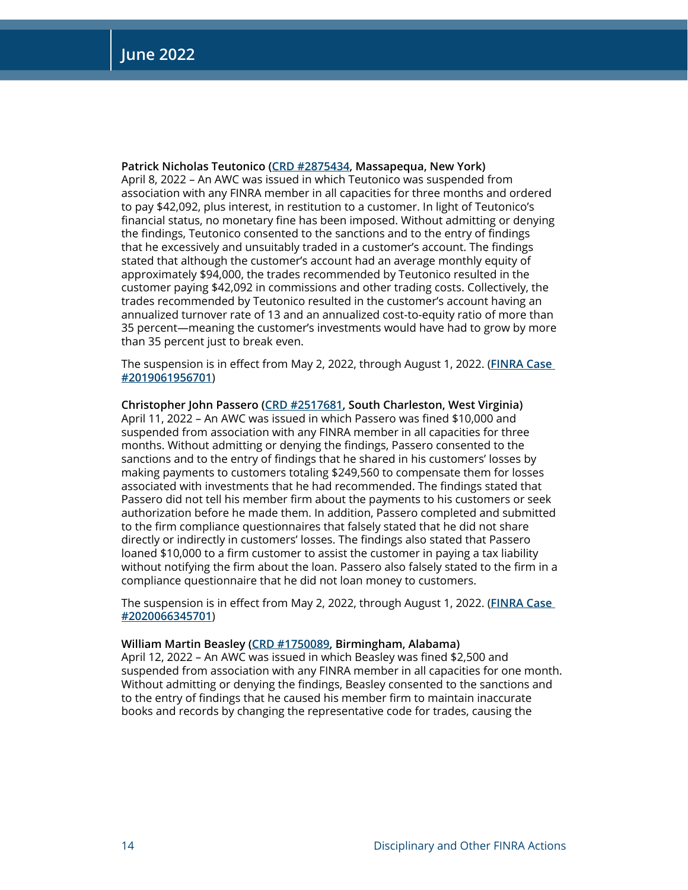**Patrick Nicholas Teutonico (CRD #2875434, Massapequa, New York)**
April 8, 2022 – An AWC was issued in which Teutonico was suspended from association with any FINRA member in all capacities for three months and ordered to pay $42,092, plus interest, in restitution to a customer. In light of Teutonico's financial status, no monetary fine has been imposed. Without admitting or denying the findings, Teutonico consented to the sanctions and to the entry of findings that he excessively and unsuitably traded in a customer's account. The findings stated that although the customer's account had an average monthly equity of approximately $94,000, the trades recommended by Teutonico resulted in the customer paying $42,092 in commissions and other trading costs. Collectively, the trades recommended by Teutonico resulted in the customer's account having an annualized turnover rate of 13 and an annualized cost-to-equity ratio of more than 35 percent—meaning the customer's investments would have had to grow by more than 35 percent just to break even.

The suspension is in effect from May 2, 2022, through August 1, 2022. (FINRA Case #2019061956701)

**Christopher John Passero (CRD #2517681, South Charleston, West Virginia)**
April 11, 2022 – An AWC was issued in which Passero was fined $10,000 and suspended from association with any FINRA member in all capacities for three months. Without admitting or denying the findings, Passero consented to the sanctions and to the entry of findings that he shared in his customers' losses by making payments to customers totaling $249,560 to compensate them for losses associated with investments that he had recommended. The findings stated that Passero did not tell his member firm about the payments to his customers or seek authorization before he made them. In addition, Passero completed and submitted to the firm compliance questionnaires that falsely stated that he did not share directly or indirectly in customers' losses. The findings also stated that Passero loaned $10,000 to a firm customer to assist the customer in paying a tax liability without notifying the firm about the loan. Passero also falsely stated to the firm in a compliance questionnaire that he did not loan money to customers.

The suspension is in effect from May 2, 2022, through August 1, 2022. (FINRA Case #2020066345701)

**William Martin Beasley (CRD #1750089, Birmingham, Alabama)**
April 12, 2022 – An AWC was issued in which Beasley was fined $2,500 and suspended from association with any FINRA member in all capacities for one month. Without admitting or denying the findings, Beasley consented to the sanctions and to the entry of findings that he caused his member firm to maintain inaccurate books and records by changing the representative code for trades, causing the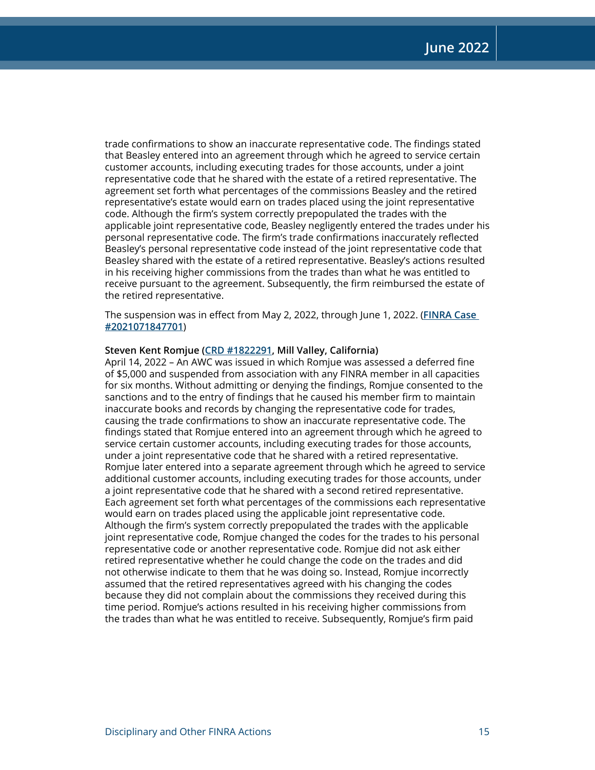trade confirmations to show an inaccurate representative code. The findings stated that Beasley entered into an agreement through which he agreed to service certain customer accounts, including executing trades for those accounts, under a joint representative code that he shared with the estate of a retired representative. The agreement set forth what percentages of the commissions Beasley and the retired representative's estate would earn on trades placed using the joint representative code. Although the firm's system correctly prepopulated the trades with the applicable joint representative code, Beasley negligently entered the trades under his personal representative code. The firm's trade confirmations inaccurately reflected Beasley's personal representative code instead of the joint representative code that Beasley shared with the estate of a retired representative. Beasley's actions resulted in his receiving higher commissions from the trades than what he was entitled to receive pursuant to the agreement. Subsequently, the firm reimbursed the estate of the retired representative.

The suspension was in effect from May 2, 2022, through June 1, 2022. (**FINRA Case #2021071847701**)

**Steven Kent Romjue (CRD #1822291, Mill Valley, California)**
April 14, 2022 – An AWC was issued in which Romjue was assessed a deferred fine of $5,000 and suspended from association with any FINRA member in all capacities for six months. Without admitting or denying the findings, Romjue consented to the sanctions and to the entry of findings that he caused his member firm to maintain inaccurate books and records by changing the representative code for trades, causing the trade confirmations to show an inaccurate representative code. The findings stated that Romjue entered into an agreement through which he agreed to service certain customer accounts, including executing trades for those accounts, under a joint representative code that he shared with a retired representative. Romjue later entered into a separate agreement through which he agreed to service additional customer accounts, including executing trades for those accounts, under a joint representative code that he shared with a second retired representative. Each agreement set forth what percentages of the commissions each representative would earn on trades placed using the applicable joint representative code. Although the firm's system correctly prepopulated the trades with the applicable joint representative code, Romjue changed the codes for the trades to his personal representative code or another representative code. Romjue did not ask either retired representative whether he could change the code on the trades and did not otherwise indicate to them that he was doing so. Instead, Romjue incorrectly assumed that the retired representatives agreed with his changing the codes because they did not complain about the commissions they received during this time period. Romjue's actions resulted in his receiving higher commissions from the trades than what he was entitled to receive. Subsequently, Romjue's firm paid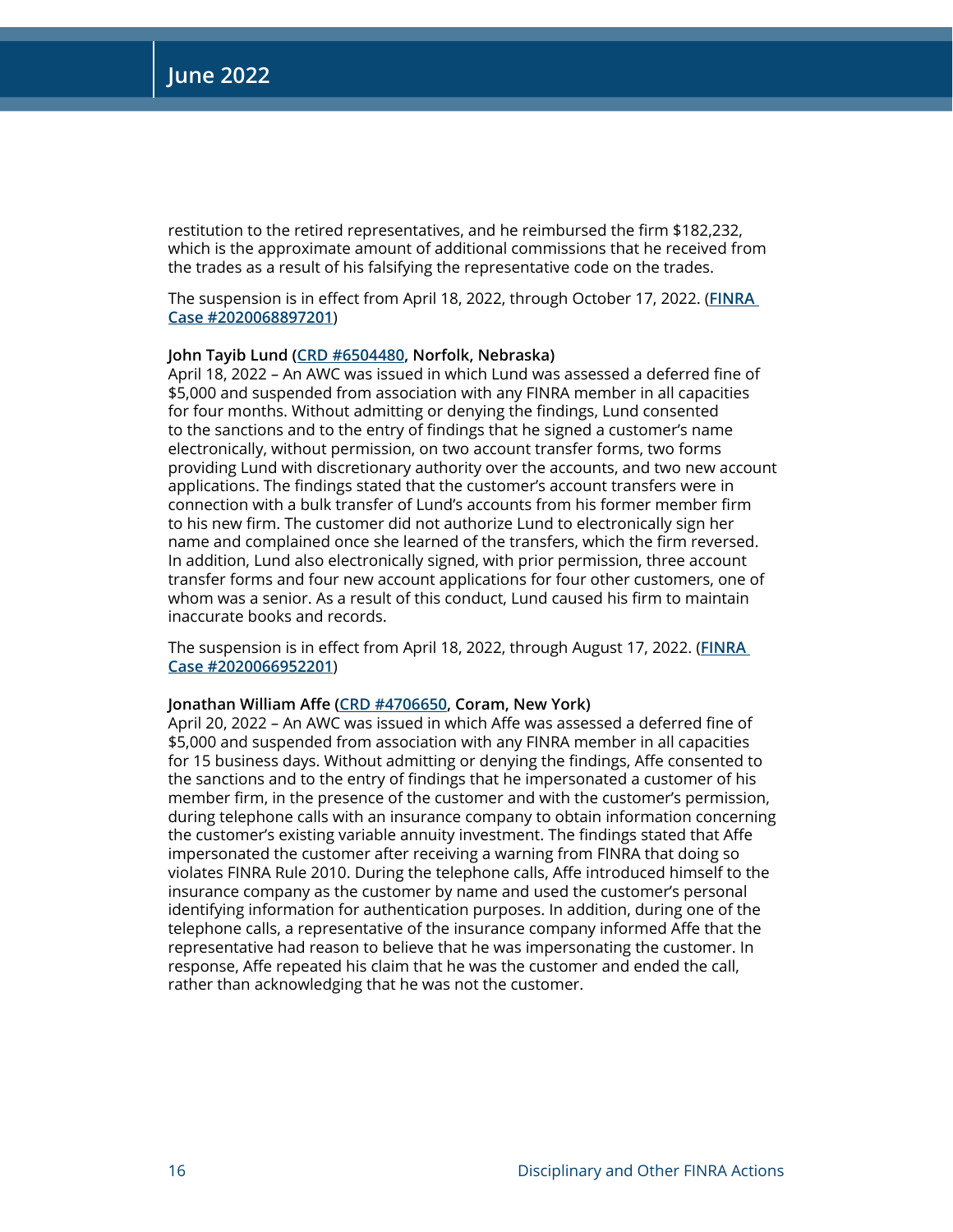restitution to the retired representatives, and he reimbursed the firm $182,232, which is the approximate amount of additional commissions that he received from the trades as a result of his falsifying the representative code on the trades.

The suspension is in effect from April 18, 2022, through October 17, 2022. (**FINRA Case #2020068897201**)

**John Tayib Lund (CRD #6504480, Norfolk, Nebraska)**
April 18, 2022 – An AWC was issued in which Lund was assessed a deferred fine of $5,000 and suspended from association with any FINRA member in all capacities for four months. Without admitting or denying the findings, Lund consented to the sanctions and to the entry of findings that he signed a customer's name electronically, without permission, on two account transfer forms, two forms providing Lund with discretionary authority over the accounts, and two new account applications. The findings stated that the customer's account transfers were in connection with a bulk transfer of Lund's accounts from his former member firm to his new firm. The customer did not authorize Lund to electronically sign her name and complained once she learned of the transfers, which the firm reversed. In addition, Lund also electronically signed, with prior permission, three account transfer forms and four new account applications for four other customers, one of whom was a senior. As a result of this conduct, Lund caused his firm to maintain inaccurate books and records.

The suspension is in effect from April 18, 2022, through August 17, 2022. (**FINRA Case #2020066952201**)

**Jonathan William Affe (CRD #4706650, Coram, New York)**
April 20, 2022 – An AWC was issued in which Affe was assessed a deferred fine of $5,000 and suspended from association with any FINRA member in all capacities for 15 business days. Without admitting or denying the findings, Affe consented to the sanctions and to the entry of findings that he impersonated a customer of his member firm, in the presence of the customer and with the customer's permission, during telephone calls with an insurance company to obtain information concerning the customer's existing variable annuity investment. The findings stated that Affe impersonated the customer after receiving a warning from FINRA that doing so violates FINRA Rule 2010. During the telephone calls, Affe introduced himself to the insurance company as the customer by name and used the customer's personal identifying information for authentication purposes. In addition, during one of the telephone calls, a representative of the insurance company informed Affe that the representative had reason to believe that he was impersonating the customer. In response, Affe repeated his claim that he was the customer and ended the call, rather than acknowledging that he was not the customer.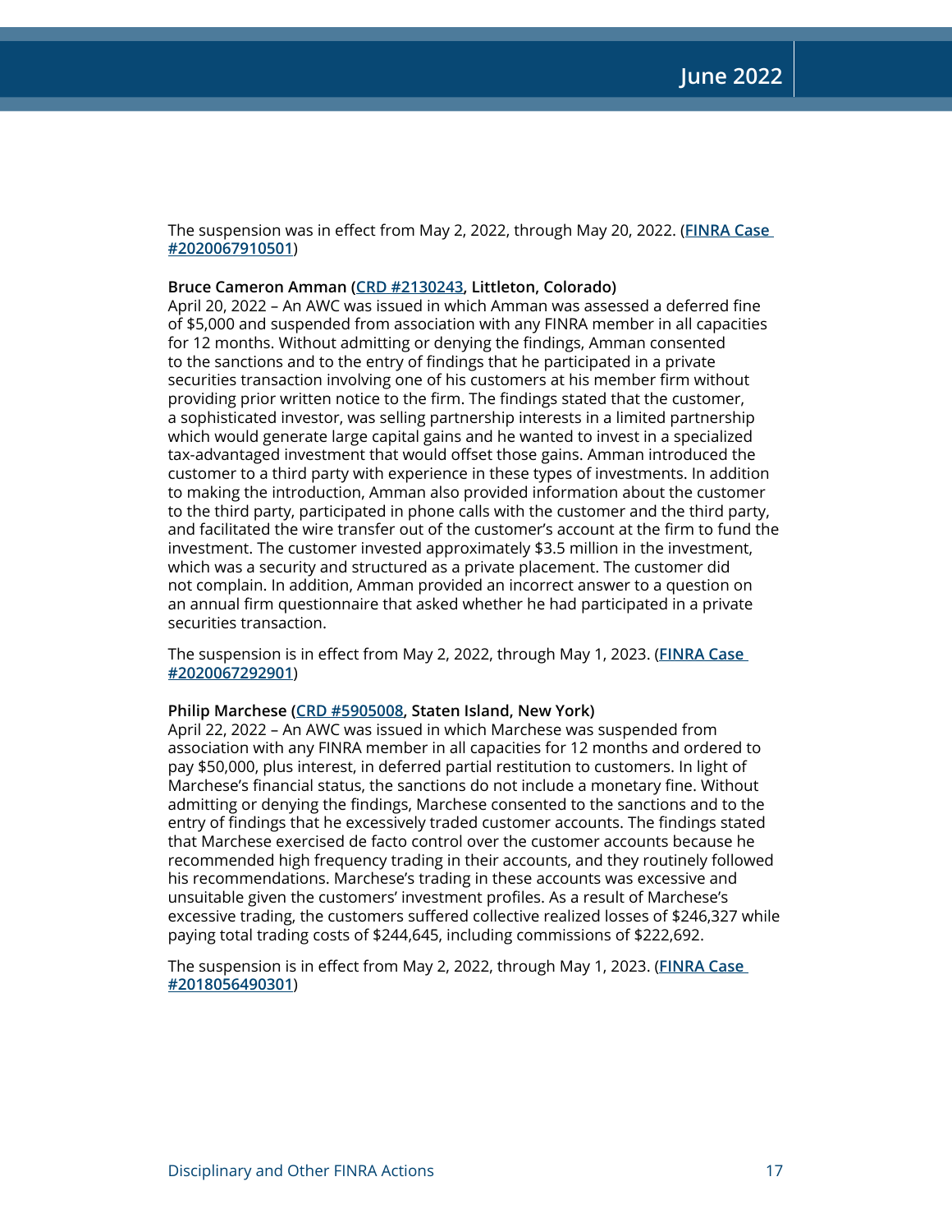The suspension was in effect from May 2, 2022, through May 20, 2022. (**FINRA Case #2020067910501**)

**Bruce Cameron Amman (CRD #2130243, Littleton, Colorado)**
April 20, 2022 – An AWC was issued in which Amman was assessed a deferred fine of $5,000 and suspended from association with any FINRA member in all capacities for 12 months. Without admitting or denying the findings, Amman consented to the sanctions and to the entry of findings that he participated in a private securities transaction involving one of his customers at his member firm without providing prior written notice to the firm. The findings stated that the customer, a sophisticated investor, was selling partnership interests in a limited partnership which would generate large capital gains and he wanted to invest in a specialized tax-advantaged investment that would offset those gains. Amman introduced the customer to a third party with experience in these types of investments. In addition to making the introduction, Amman also provided information about the customer to the third party, participated in phone calls with the customer and the third party, and facilitated the wire transfer out of the customer's account at the firm to fund the investment. The customer invested approximately $3.5 million in the investment, which was a security and structured as a private placement. The customer did not complain. In addition, Amman provided an incorrect answer to a question on an annual firm questionnaire that asked whether he had participated in a private securities transaction.

The suspension is in effect from May 2, 2022, through May 1, 2023. (**FINRA Case #2020067292901**)

**Philip Marchese (CRD #5905008, Staten Island, New York)**
April 22, 2022 – An AWC was issued in which Marchese was suspended from association with any FINRA member in all capacities for 12 months and ordered to pay $50,000, plus interest, in deferred partial restitution to customers. In light of Marchese's financial status, the sanctions do not include a monetary fine. Without admitting or denying the findings, Marchese consented to the sanctions and to the entry of findings that he excessively traded customer accounts. The findings stated that Marchese exercised de facto control over the customer accounts because he recommended high frequency trading in their accounts, and they routinely followed his recommendations. Marchese's trading in these accounts was excessive and unsuitable given the customers' investment profiles. As a result of Marchese's excessive trading, the customers suffered collective realized losses of $246,327 while paying total trading costs of $244,645, including commissions of $222,692.

The suspension is in effect from May 2, 2022, through May 1, 2023. (**FINRA Case #2018056490301**)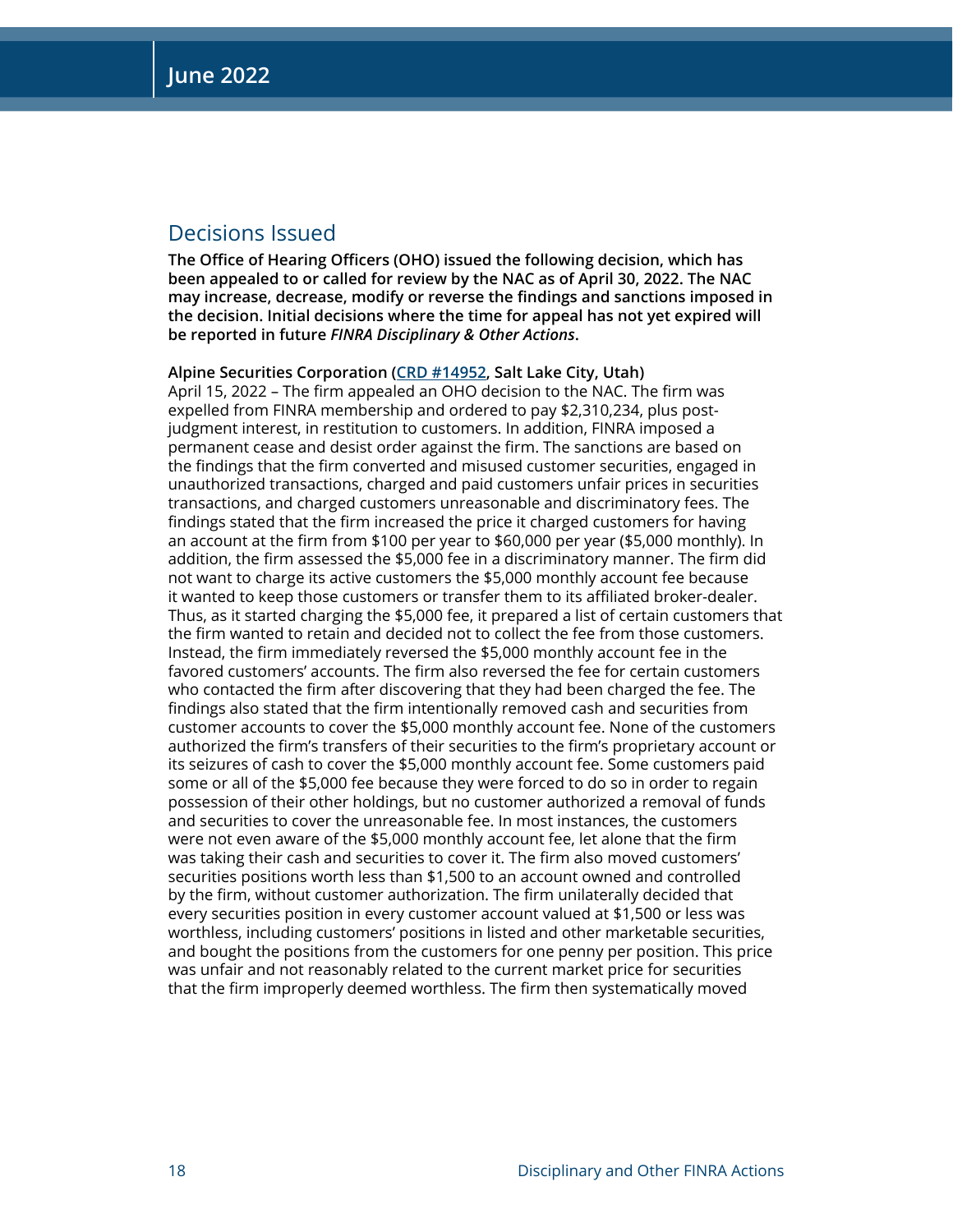## Decisions Issued

**The Office of Hearing Officers (OHO) issued the following decision, which has been appealed to or called for review by the NAC as of April 30, 2022. The NAC may increase, decrease, modify or reverse the findings and sanctions imposed in the decision. Initial decisions where the time for appeal has not yet expired will be reported in future *FINRA Disciplinary & Other Actions*.**

**Alpine Securities Corporation (CRD #14952, Salt Lake City, Utah)**
April 15, 2022 – The firm appealed an OHO decision to the NAC. The firm was expelled from FINRA membership and ordered to pay $2,310,234, plus post-judgment interest, in restitution to customers. In addition, FINRA imposed a permanent cease and desist order against the firm. The sanctions are based on the findings that the firm converted and misused customer securities, engaged in unauthorized transactions, charged and paid customers unfair prices in securities transactions, and charged customers unreasonable and discriminatory fees. The findings stated that the firm increased the price it charged customers for having an account at the firm from $100 per year to $60,000 per year ($5,000 monthly). In addition, the firm assessed the $5,000 fee in a discriminatory manner. The firm did not want to charge its active customers the $5,000 monthly account fee because it wanted to keep those customers or transfer them to its affiliated broker-dealer. Thus, as it started charging the $5,000 fee, it prepared a list of certain customers that the firm wanted to retain and decided not to collect the fee from those customers. Instead, the firm immediately reversed the $5,000 monthly account fee in the favored customers' accounts. The firm also reversed the fee for certain customers who contacted the firm after discovering that they had been charged the fee. The findings also stated that the firm intentionally removed cash and securities from customer accounts to cover the $5,000 monthly account fee. None of the customers authorized the firm's transfers of their securities to the firm's proprietary account or its seizures of cash to cover the $5,000 monthly account fee. Some customers paid some or all of the $5,000 fee because they were forced to do so in order to regain possession of their other holdings, but no customer authorized a removal of funds and securities to cover the unreasonable fee. In most instances, the customers were not even aware of the $5,000 monthly account fee, let alone that the firm was taking their cash and securities to cover it. The firm also moved customers' securities positions worth less than $1,500 to an account owned and controlled by the firm, without customer authorization. The firm unilaterally decided that every securities position in every customer account valued at $1,500 or less was worthless, including customers' positions in listed and other marketable securities, and bought the positions from the customers for one penny per position. This price was unfair and not reasonably related to the current market price for securities that the firm improperly deemed worthless. The firm then systematically moved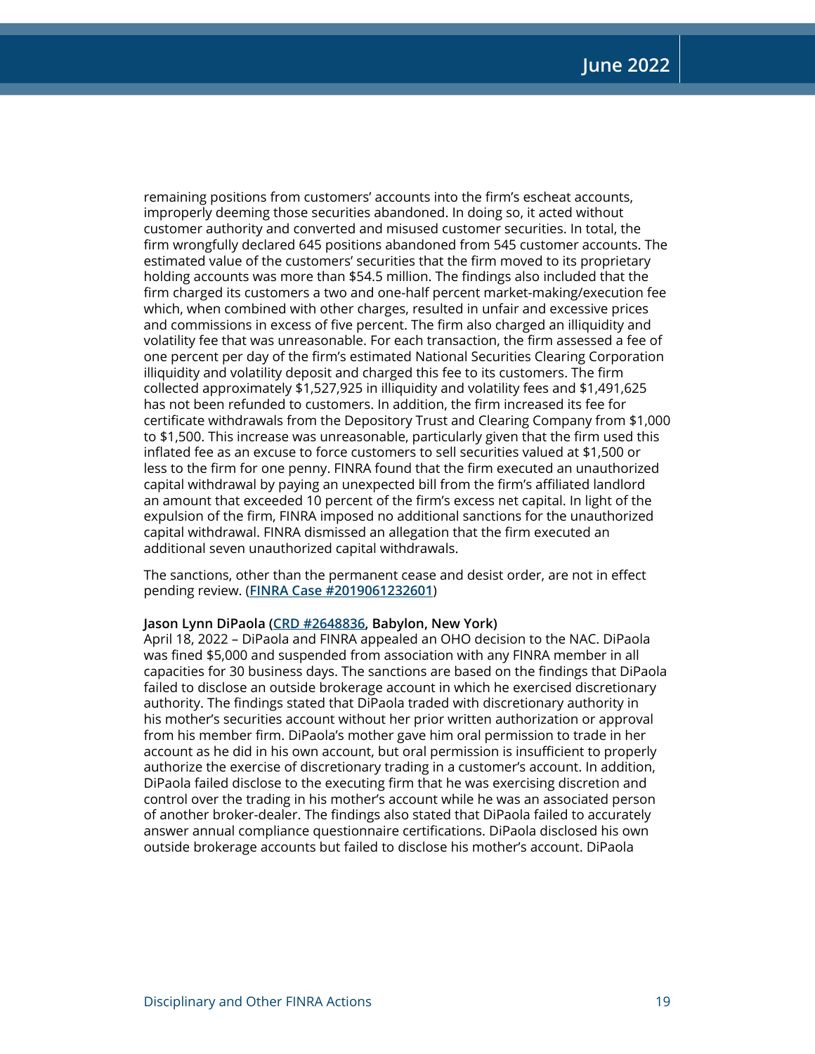remaining positions from customers' accounts into the firm's escheat accounts, improperly deeming those securities abandoned. In doing so, it acted without customer authority and converted and misused customer securities. In total, the firm wrongfully declared 645 positions abandoned from 545 customer accounts. The estimated value of the customers' securities that the firm moved to its proprietary holding accounts was more than $54.5 million. The findings also included that the firm charged its customers a two and one-half percent market-making/execution fee which, when combined with other charges, resulted in unfair and excessive prices and commissions in excess of five percent. The firm also charged an illiquidity and volatility fee that was unreasonable. For each transaction, the firm assessed a fee of one percent per day of the firm's estimated National Securities Clearing Corporation illiquidity and volatility deposit and charged this fee to its customers. The firm collected approximately $1,527,925 in illiquidity and volatility fees and $1,491,625 has not been refunded to customers. In addition, the firm increased its fee for certificate withdrawals from the Depository Trust and Clearing Company from $1,000 to $1,500. This increase was unreasonable, particularly given that the firm used this inflated fee as an excuse to force customers to sell securities valued at $1,500 or less to the firm for one penny. FINRA found that the firm executed an unauthorized capital withdrawal by paying an unexpected bill from the firm's affiliated landlord an amount that exceeded 10 percent of the firm's excess net capital. In light of the expulsion of the firm, FINRA imposed no additional sanctions for the unauthorized capital withdrawal. FINRA dismissed an allegation that the firm executed an additional seven unauthorized capital withdrawals.

The sanctions, other than the permanent cease and desist order, are not in effect pending review. (**FINRA Case #2019061232601**)

**Jason Lynn DiPaola (CRD #2648836, Babylon, New York)**
April 18, 2022 – DiPaola and FINRA appealed an OHO decision to the NAC. DiPaola was fined $5,000 and suspended from association with any FINRA member in all capacities for 30 business days. The sanctions are based on the findings that DiPaola failed to disclose an outside brokerage account in which he exercised discretionary authority. The findings stated that DiPaola traded with discretionary authority in his mother's securities account without her prior written authorization or approval from his member firm. DiPaola's mother gave him oral permission to trade in her account as he did in his own account, but oral permission is insufficient to properly authorize the exercise of discretionary trading in a customer's account. In addition, DiPaola failed disclose to the executing firm that he was exercising discretion and control over the trading in his mother's account while he was an associated person of another broker-dealer. The findings also stated that DiPaola failed to accurately answer annual compliance questionnaire certifications. DiPaola disclosed his own outside brokerage accounts but failed to disclose his mother's account. DiPaola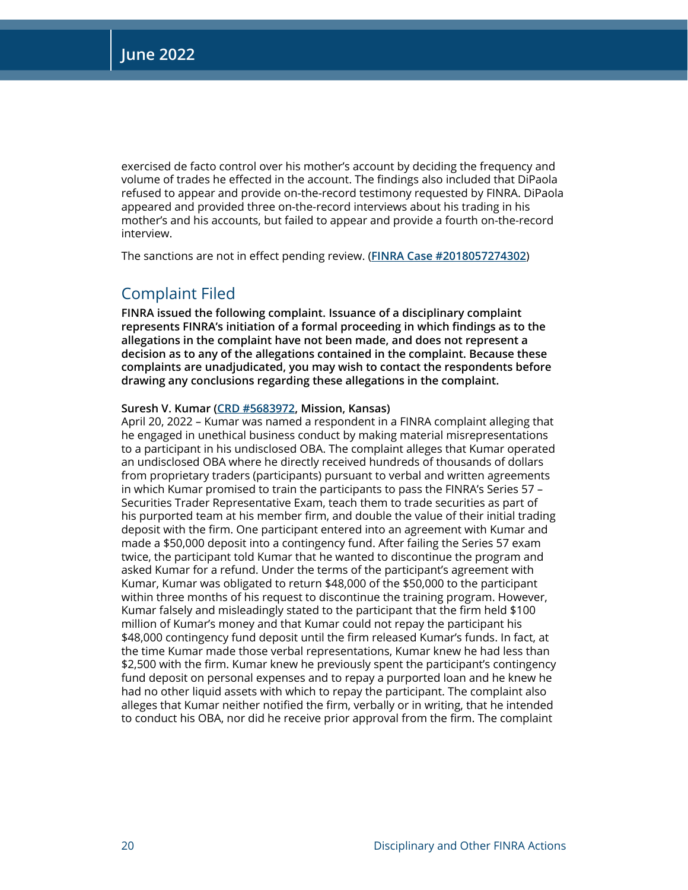exercised de facto control over his mother's account by deciding the frequency and volume of trades he effected in the account. The findings also included that DiPaola refused to appear and provide on-the-record testimony requested by FINRA. DiPaola appeared and provided three on-the-record interviews about his trading in his mother's and his accounts, but failed to appear and provide a fourth on-the-record interview.

The sanctions are not in effect pending review. (**FINRA Case #2018057274302**)

## Complaint Filed

**FINRA issued the following complaint. Issuance of a disciplinary complaint represents FINRA's initiation of a formal proceeding in which findings as to the allegations in the complaint have not been made, and does not represent a decision as to any of the allegations contained in the complaint. Because these complaints are unadjudicated, you may wish to contact the respondents before drawing any conclusions regarding these allegations in the complaint.**

**Suresh V. Kumar (CRD #5683972, Mission, Kansas)**
April 20, 2022 – Kumar was named a respondent in a FINRA complaint alleging that he engaged in unethical business conduct by making material misrepresentations to a participant in his undisclosed OBA. The complaint alleges that Kumar operated an undisclosed OBA where he directly received hundreds of thousands of dollars from proprietary traders (participants) pursuant to verbal and written agreements in which Kumar promised to train the participants to pass the FINRA's Series 57 – Securities Trader Representative Exam, teach them to trade securities as part of his purported team at his member firm, and double the value of their initial trading deposit with the firm. One participant entered into an agreement with Kumar and made a $50,000 deposit into a contingency fund. After failing the Series 57 exam twice, the participant told Kumar that he wanted to discontinue the program and asked Kumar for a refund. Under the terms of the participant's agreement with Kumar, Kumar was obligated to return $48,000 of the $50,000 to the participant within three months of his request to discontinue the training program. However, Kumar falsely and misleadingly stated to the participant that the firm held $100 million of Kumar's money and that Kumar could not repay the participant his $48,000 contingency fund deposit until the firm released Kumar's funds. In fact, at the time Kumar made those verbal representations, Kumar knew he had less than $2,500 with the firm. Kumar knew he previously spent the participant's contingency fund deposit on personal expenses and to repay a purported loan and he knew he had no other liquid assets with which to repay the participant. The complaint also alleges that Kumar neither notified the firm, verbally or in writing, that he intended to conduct his OBA, nor did he receive prior approval from the firm. The complaint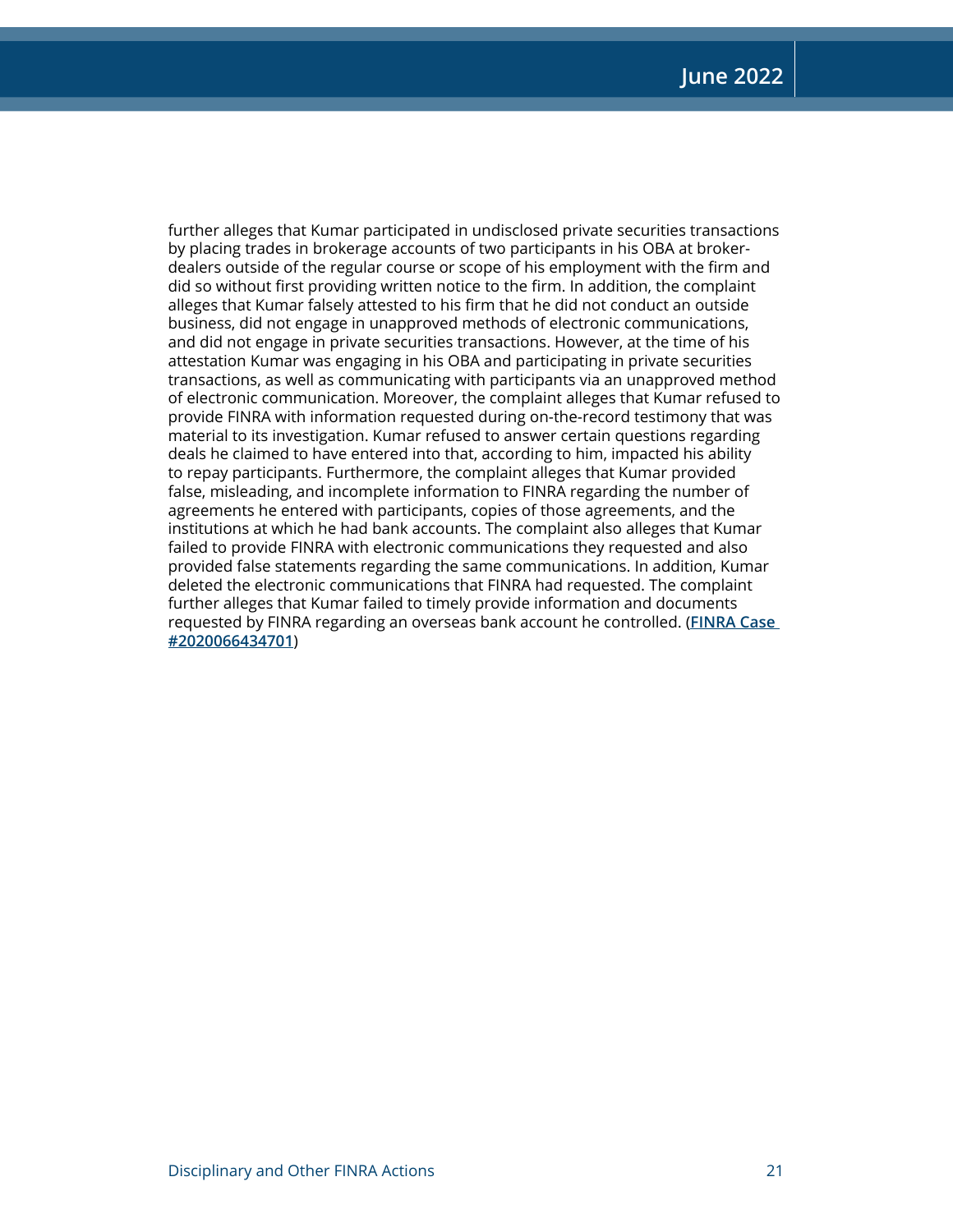further alleges that Kumar participated in undisclosed private securities transactions by placing trades in brokerage accounts of two participants in his OBA at broker-dealers outside of the regular course or scope of his employment with the firm and did so without first providing written notice to the firm. In addition, the complaint alleges that Kumar falsely attested to his firm that he did not conduct an outside business, did not engage in unapproved methods of electronic communications, and did not engage in private securities transactions. However, at the time of his attestation Kumar was engaging in his OBA and participating in private securities transactions, as well as communicating with participants via an unapproved method of electronic communication. Moreover, the complaint alleges that Kumar refused to provide FINRA with information requested during on-the-record testimony that was material to its investigation. Kumar refused to answer certain questions regarding deals he claimed to have entered into that, according to him, impacted his ability to repay participants. Furthermore, the complaint alleges that Kumar provided false, misleading, and incomplete information to FINRA regarding the number of agreements he entered with participants, copies of those agreements, and the institutions at which he had bank accounts. The complaint also alleges that Kumar failed to provide FINRA with electronic communications they requested and also provided false statements regarding the same communications. In addition, Kumar deleted the electronic communications that FINRA had requested. The complaint further alleges that Kumar failed to timely provide information and documents requested by FINRA regarding an overseas bank account he controlled. (**FINRA Case #2020066434701**)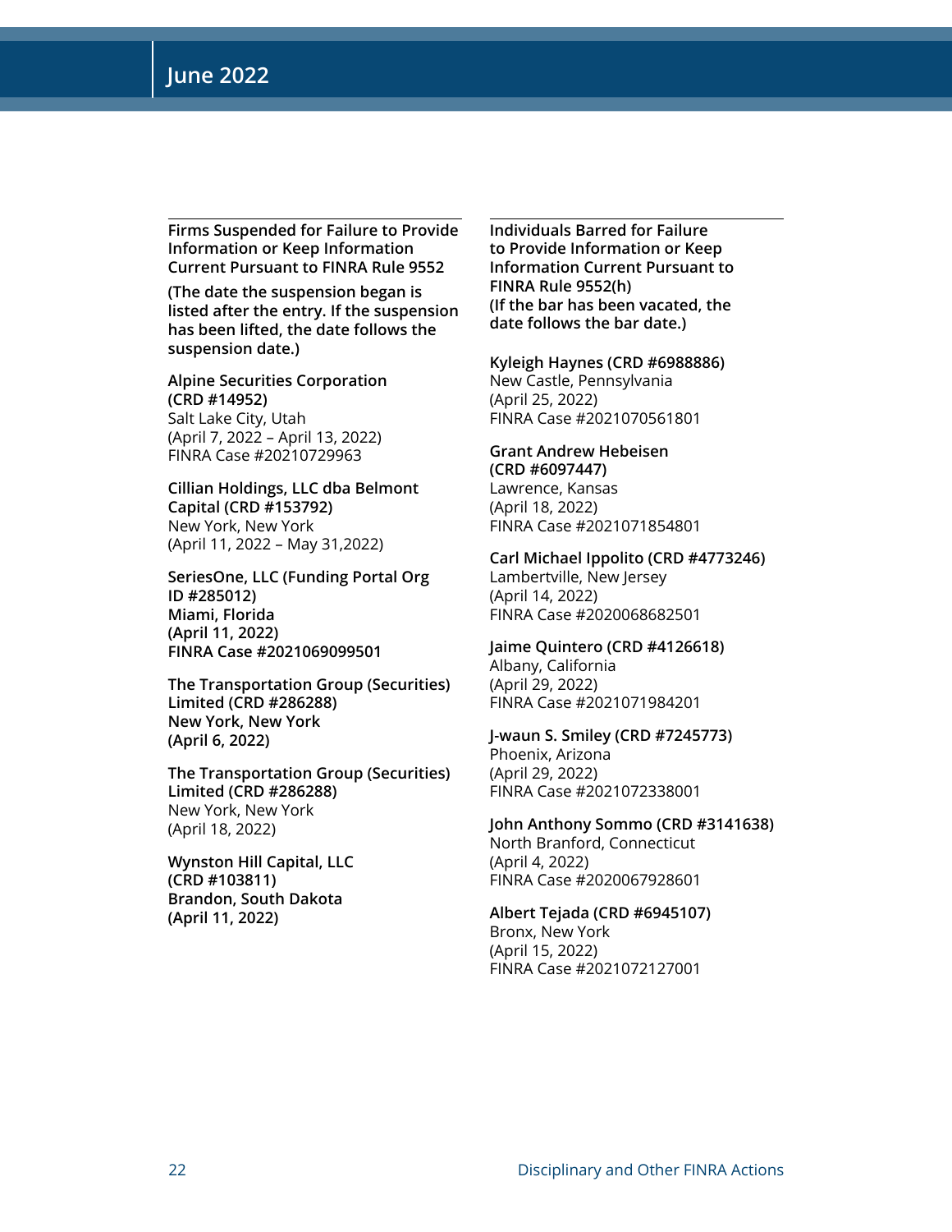### Firms Suspended for Failure to Provide Information or Keep Information Current Pursuant to FINRA Rule 9552

**(The date the suspension began is listed after the entry. If the suspension has been lifted, the date follows the suspension date.)**

**Alpine Securities Corporation (CRD #14952)**
Salt Lake City, Utah
(April 7, 2022 – April 13, 2022)
FINRA Case #20210729963

**Cillian Holdings, LLC dba Belmont Capital (CRD #153792)**
New York, New York
(April 11, 2022 – May 31,2022)

**SeriesOne, LLC (Funding Portal Org ID #285012)**
**Miami, Florida**
**(April 11, 2022)**
**FINRA Case #2021069099501**

**The Transportation Group (Securities) Limited (CRD #286288)**
**New York, New York**
**(April 6, 2022)**

**The Transportation Group (Securities) Limited (CRD #286288)**
New York, New York
(April 18, 2022)

**Wynston Hill Capital, LLC (CRD #103811)**
**Brandon, South Dakota**
**(April 11, 2022)**

### Individuals Barred for Failure to Provide Information or Keep Information Current Pursuant to FINRA Rule 9552(h)

**(If the bar has been vacated, the date follows the bar date.)**

**Kyleigh Haynes (CRD #6988886)**
New Castle, Pennsylvania
(April 25, 2022)
FINRA Case #2021070561801

**Grant Andrew Hebeisen (CRD #6097447)**
Lawrence, Kansas
(April 18, 2022)
FINRA Case #2021071854801

**Carl Michael Ippolito (CRD #4773246)**
Lambertville, New Jersey
(April 14, 2022)
FINRA Case #2020068682501

**Jaime Quintero (CRD #4126618)**
Albany, California
(April 29, 2022)
FINRA Case #2021071984201

**J-waun S. Smiley (CRD #7245773)**
Phoenix, Arizona
(April 29, 2022)
FINRA Case #2021072338001

**John Anthony Sommo (CRD #3141638)**
North Branford, Connecticut
(April 4, 2022)
FINRA Case #2020067928601

**Albert Tejada (CRD #6945107)**
Bronx, New York
(April 15, 2022)
FINRA Case #2021072127001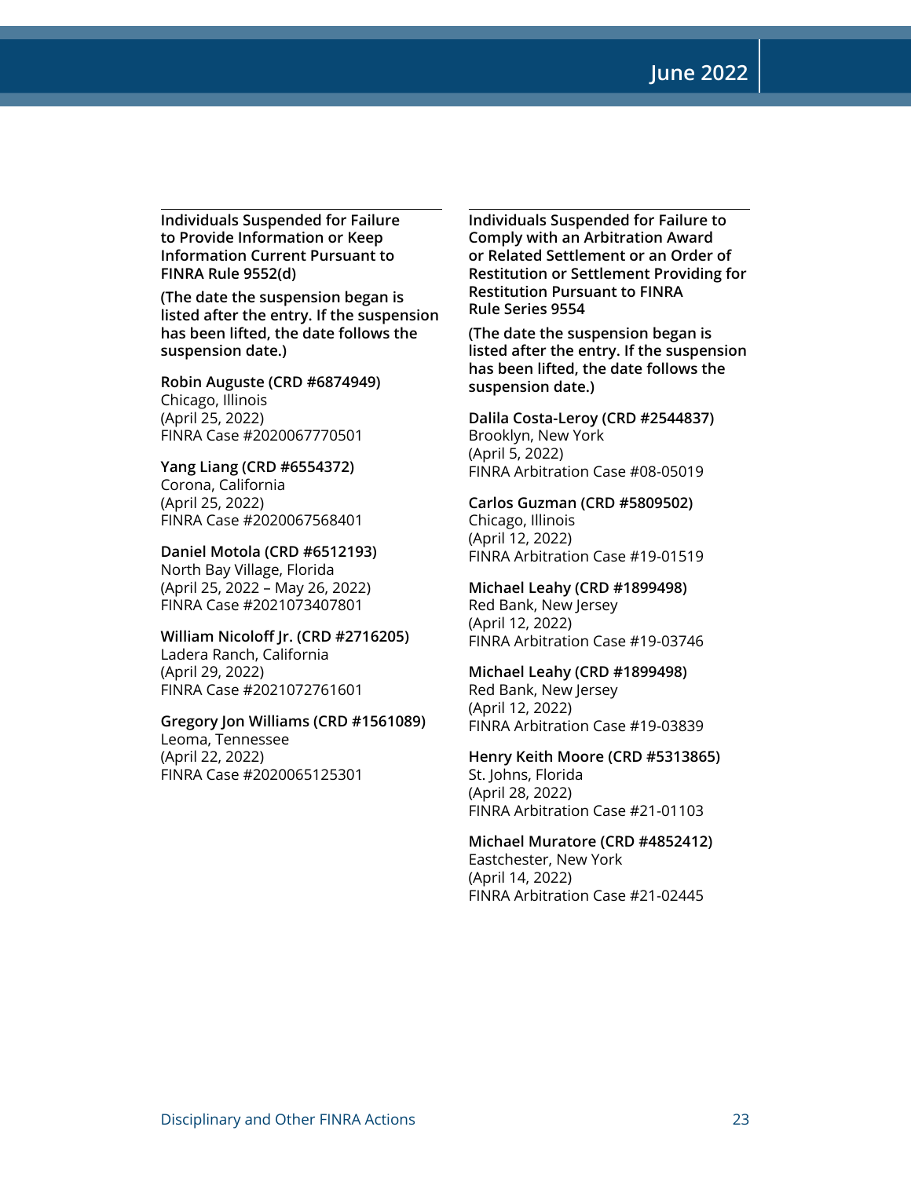### Individuals Suspended for Failure to Provide Information or Keep Information Current Pursuant to FINRA Rule 9552(d)

**(The date the suspension began is listed after the entry. If the suspension has been lifted, the date follows the suspension date.)**

**Robin Auguste (CRD #6874949)**
Chicago, Illinois
(April 25, 2022)
FINRA Case #2020067770501

**Yang Liang (CRD #6554372)**
Corona, California
(April 25, 2022)
FINRA Case #2020067568401

**Daniel Motola (CRD #6512193)**
North Bay Village, Florida
(April 25, 2022 – May 26, 2022)
FINRA Case #2021073407801

**William Nicoloff Jr. (CRD #2716205)**
Ladera Ranch, California
(April 29, 2022)
FINRA Case #2021072761601

**Gregory Jon Williams (CRD #1561089)**
Leoma, Tennessee
(April 22, 2022)
FINRA Case #2020065125301

### Individuals Suspended for Failure to Comply with an Arbitration Award or Related Settlement or an Order of Restitution or Settlement Providing for Restitution Pursuant to FINRA Rule Series 9554

**(The date the suspension began is listed after the entry. If the suspension has been lifted, the date follows the suspension date.)**

**Dalila Costa-Leroy (CRD #2544837)**
Brooklyn, New York
(April 5, 2022)
FINRA Arbitration Case #08-05019

**Carlos Guzman (CRD #5809502)**
Chicago, Illinois
(April 12, 2022)
FINRA Arbitration Case #19-01519

**Michael Leahy (CRD #1899498)**
Red Bank, New Jersey
(April 12, 2022)
FINRA Arbitration Case #19-03746

**Michael Leahy (CRD #1899498)**
Red Bank, New Jersey
(April 12, 2022)
FINRA Arbitration Case #19-03839

**Henry Keith Moore (CRD #5313865)**
St. Johns, Florida
(April 28, 2022)
FINRA Arbitration Case #21-01103

**Michael Muratore (CRD #4852412)**
Eastchester, New York
(April 14, 2022)
FINRA Arbitration Case #21-02445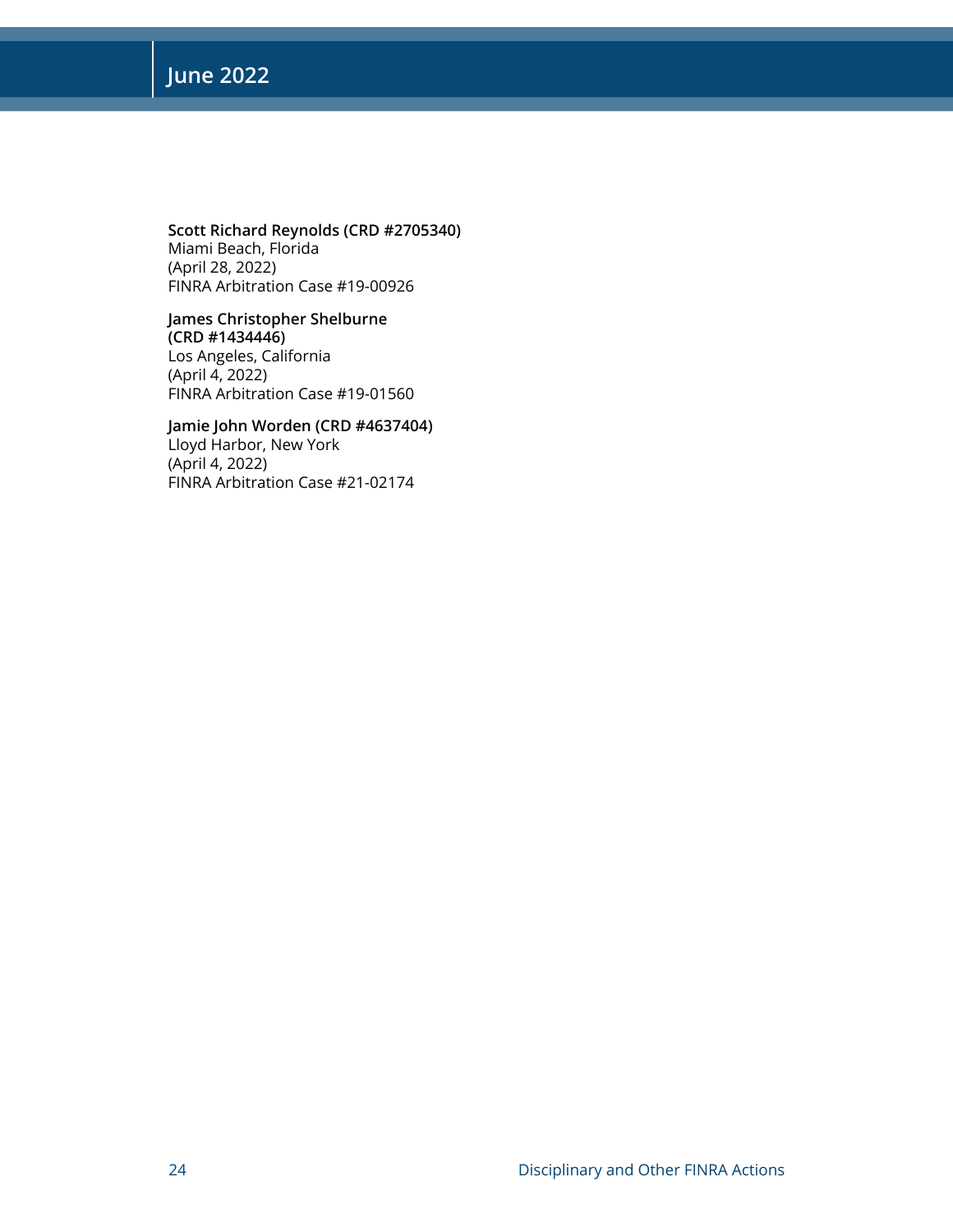**Scott Richard Reynolds (CRD #2705340)**
Miami Beach, Florida
(April 28, 2022)
FINRA Arbitration Case #19-00926

**James Christopher Shelburne (CRD #1434446)**
Los Angeles, California
(April 4, 2022)
FINRA Arbitration Case #19-01560

**Jamie John Worden (CRD #4637404)**
Lloyd Harbor, New York
(April 4, 2022)
FINRA Arbitration Case #21-02174